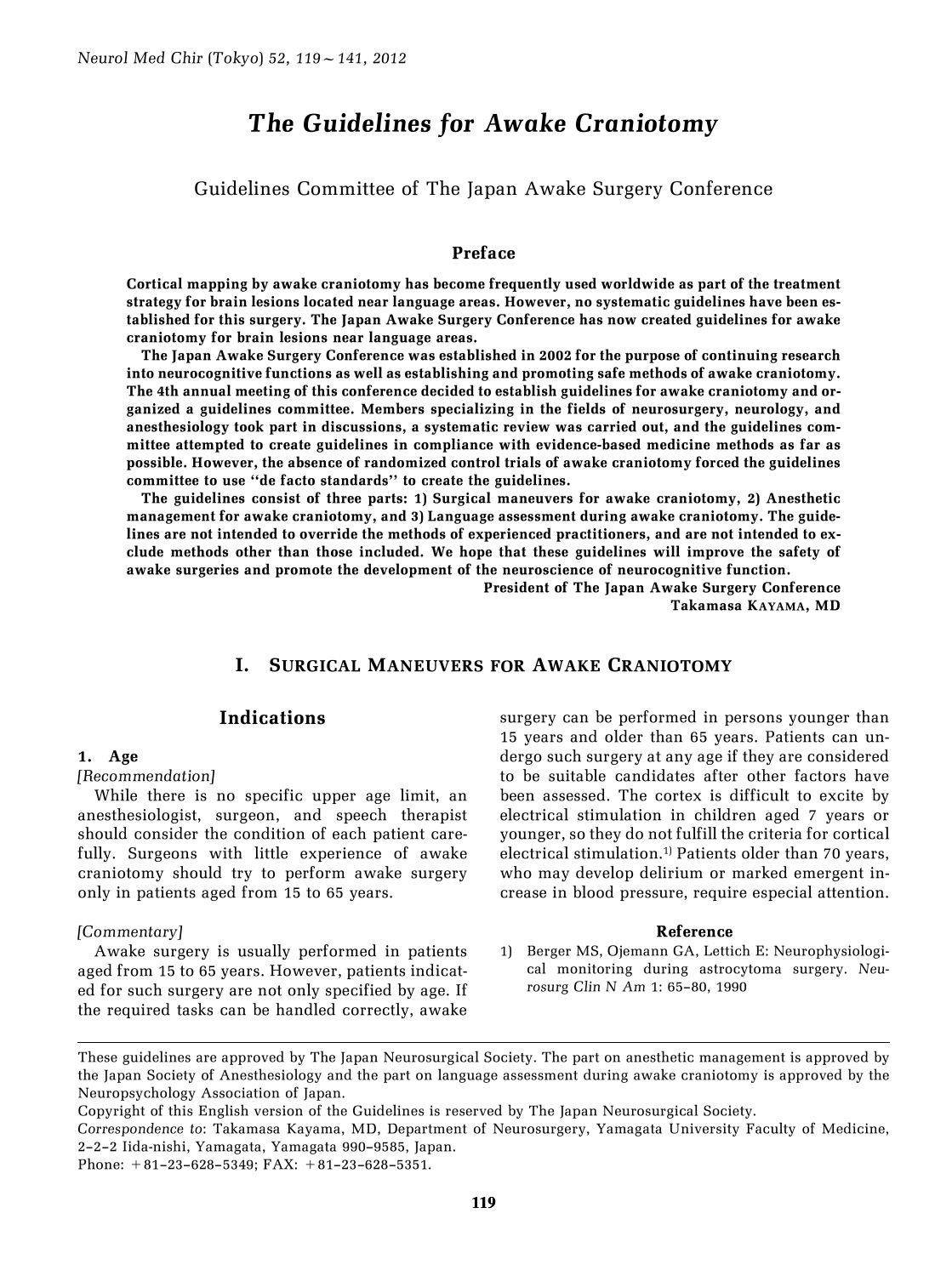# The Guidelines for Awake Craniotomy

Guidelines Committee of The Japan Awake Surgery Conference

## Preface

**Cortical mapping by awake craniotomy has become frequently used worldwide as part of the treatment strategy for brain lesions located near language areas. However, no systematic guidelines have been established for this surgery. The Japan Awake Surgery Conference has now created guidelines for awake craniotomy for brain lesions near language areas.**

**The Japan Awake Surgery Conference was established in 2002 for the purpose of continuing research into neurocognitive functions as well as establishing and promoting safe methods of awake craniotomy. The 4th annual meeting of this conference decided to establish guidelines for awake craniotomy and organized a guidelines committee. Members specializing in the fields of neurosurgery, neurology, and anesthesiology took part in discussions, a systematic review was carried out, and the guidelines committee attempted to create guidelines in compliance with evidence-based medicine methods as far as possible. However, the absence of randomized control trials of awake craniotomy forced the guidelines committee to use ''de facto standards'' to create the guidelines.**

**The guidelines consist of three parts: 1) Surgical maneuvers for awake craniotomy, 2) Anesthetic management for awake craniotomy, and 3) Language assessment during awake craniotomy. The guidelines are not intended to override the methods of experienced practitioners, and are not intended to exclude methods other than those included. We hope that these guidelines will improve the safety of awake surgeries and promote the development of the neuroscience of neurocognitive function.**

**President of The Japan Awake Surgery Conference**
**Takamasa KAYAMA, MD**

## I. SURGICAL MANEUVERS FOR AWAKE CRANIOTOMY

### Indications

#### 1. Age

*[Recommendation]*

While there is no specific upper age limit, an anesthesiologist, surgeon, and speech therapist should consider the condition of each patient carefully. Surgeons with little experience of awake craniotomy should try to perform awake surgery only in patients aged from 15 to 65 years.

*[Commentary]*

Awake surgery is usually performed in patients aged from 15 to 65 years. However, patients indicated for such surgery are not only specified by age. If the required tasks can be handled correctly, awake surgery can be performed in persons younger than 15 years and older than 65 years. Patients can undergo such surgery at any age if they are considered to be suitable candidates after other factors have been assessed. The cortex is difficult to excite by electrical stimulation in children aged 7 years or younger, so they do not fulfill the criteria for cortical electrical stimulation.[1] Patients older than 70 years, who may develop delirium or marked emergent increase in blood pressure, require especial attention.

**Reference**

1) Berger MS, Ojemann GA, Lettich E: Neurophysiological monitoring during astrocytoma surgery. *Neurosurg Clin N Am* 1: 65–80, 1990

---

These guidelines are approved by The Japan Neurosurgical Society. The part on anesthetic management is approved by the Japan Society of Anesthesiology and the part on language assessment during awake craniotomy is approved by the Neuropsychology Association of Japan.

Copyright of this English version of the Guidelines is reserved by The Japan Neurosurgical Society.

*Correspondence to*: Takamasa Kayama, MD, Department of Neurosurgery, Yamagata University Faculty of Medicine, 2–2–2 Iida-nishi, Yamagata, Yamagata 990–9585, Japan.

Phone: +81–23–628–5349; FAX: +81–23–628–5351.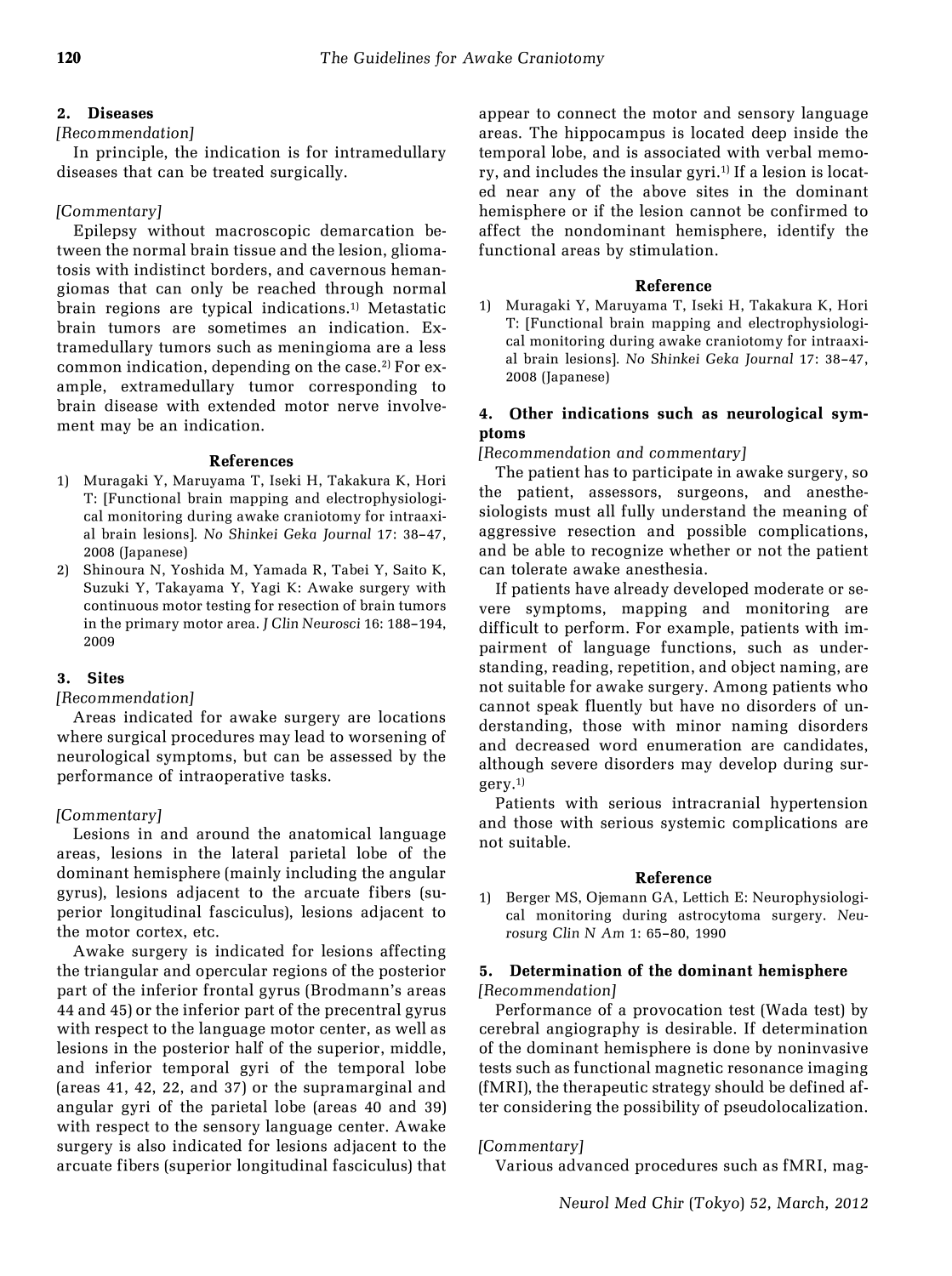## 2. Diseases

*[Recommendation]*

In principle, the indication is for intramedullary diseases that can be treated surgically.

*[Commentary]*

Epilepsy without macroscopic demarcation between the normal brain tissue and the lesion, gliomatosis with indistinct borders, and cavernous hemangiomas that can only be reached through normal brain regions are typical indications.[1] Metastatic brain tumors are sometimes an indication. Extramedullary tumors such as meningioma are a less common indication, depending on the case.[2] For example, extramedullary tumor corresponding to brain disease with extended motor nerve involvement may be an indication.

### References

1) Muragaki Y, Maruyama T, Iseki H, Takakura K, Hori T: [Functional brain mapping and electrophysiological monitoring during awake craniotomy for intraaxial brain lesions]. *No Shinkei Geka Journal* 17: 38–47, 2008 (Japanese)
2) Shinoura N, Yoshida M, Yamada R, Tabei Y, Saito K, Suzuki Y, Takayama Y, Yagi K: Awake surgery with continuous motor testing for resection of brain tumors in the primary motor area. *J Clin Neurosci* 16: 188–194, 2009

## 3. Sites

*[Recommendation]*

Areas indicated for awake surgery are locations where surgical procedures may lead to worsening of neurological symptoms, but can be assessed by the performance of intraoperative tasks.

*[Commentary]*

Lesions in and around the anatomical language areas, lesions in the lateral parietal lobe of the dominant hemisphere (mainly including the angular gyrus), lesions adjacent to the arcuate fibers (superior longitudinal fasciculus), lesions adjacent to the motor cortex, etc.

Awake surgery is indicated for lesions affecting the triangular and opercular regions of the posterior part of the inferior frontal gyrus (Brodmann's areas 44 and 45) or the inferior part of the precentral gyrus with respect to the language motor center, as well as lesions in the posterior half of the superior, middle, and inferior temporal gyri of the temporal lobe (areas 41, 42, 22, and 37) or the supramarginal and angular gyri of the parietal lobe (areas 40 and 39) with respect to the sensory language center. Awake surgery is also indicated for lesions adjacent to the arcuate fibers (superior longitudinal fasciculus) that appear to connect the motor and sensory language areas. The hippocampus is located deep inside the temporal lobe, and is associated with verbal memory, and includes the insular gyri.[1] If a lesion is located near any of the above sites in the dominant hemisphere or if the lesion cannot be confirmed to affect the nondominant hemisphere, identify the functional areas by stimulation.

### Reference

1) Muragaki Y, Maruyama T, Iseki H, Takakura K, Hori T: [Functional brain mapping and electrophysiological monitoring during awake craniotomy for intraaxial brain lesions]. *No Shinkei Geka Journal* 17: 38–47, 2008 (Japanese)

## 4. Other indications such as neurological symptoms

*[Recommendation and commentary]*

The patient has to participate in awake surgery, so the patient, assessors, surgeons, and anesthesiologists must all fully understand the meaning of aggressive resection and possible complications, and be able to recognize whether or not the patient can tolerate awake anesthesia.

If patients have already developed moderate or severe symptoms, mapping and monitoring are difficult to perform. For example, patients with impairment of language functions, such as understanding, reading, repetition, and object naming, are not suitable for awake surgery. Among patients who cannot speak fluently but have no disorders of understanding, those with minor naming disorders and decreased word enumeration are candidates, although severe disorders may develop during surgery.[1]

Patients with serious intracranial hypertension and those with serious systemic complications are not suitable.

### Reference

1) Berger MS, Ojemann GA, Lettich E: Neurophysiological monitoring during astrocytoma surgery. *Neurosurg Clin N Am* 1: 65–80, 1990

## 5. Determination of the dominant hemisphere

*[Recommendation]*

Performance of a provocation test (Wada test) by cerebral angiography is desirable. If determination of the dominant hemisphere is done by noninvasive tests such as functional magnetic resonance imaging (fMRI), the therapeutic strategy should be defined after considering the possibility of pseudolocalization.

*[Commentary]*

Various advanced procedures such as fMRI, mag-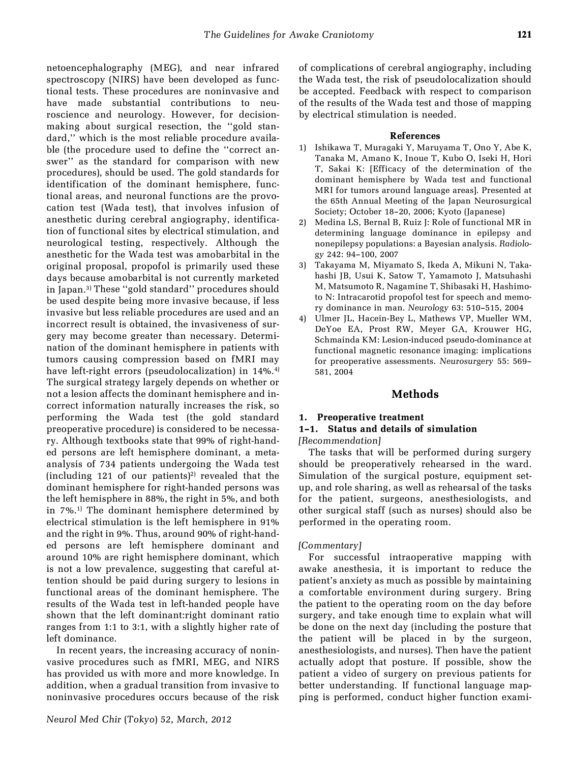netoencephalography (MEG), and near infrared spectroscopy (NIRS) have been developed as functional tests. These procedures are noninvasive and have made substantial contributions to neuroscience and neurology. However, for decision-making about surgical resection, the ''gold standard,'' which is the most reliable procedure available (the procedure used to define the ''correct answer'' as the standard for comparison with new procedures), should be used. The gold standards for identification of the dominant hemisphere, functional areas, and neuronal functions are the provocation test (Wada test), that involves infusion of anesthetic during cerebral angiography, identification of functional sites by electrical stimulation, and neurological testing, respectively. Although the anesthetic for the Wada test was amobarbital in the original proposal, propofol is primarily used these days because amobarbital is not currently marketed in Japan.[3] These ''gold standard'' procedures should be used despite being more invasive because, if less invasive but less reliable procedures are used and an incorrect result is obtained, the invasiveness of surgery may become greater than necessary. Determination of the dominant hemisphere in patients with tumors causing compression based on fMRI may have left-right errors (pseudolocalization) in 14%.[4] The surgical strategy largely depends on whether or not a lesion affects the dominant hemisphere and incorrect information naturally increases the risk, so performing the Wada test (the gold standard preoperative procedure) is considered to be necessary. Although textbooks state that 99% of right-handed persons are left hemisphere dominant, a meta-analysis of 734 patients undergoing the Wada test (including 121 of our patients)[2] revealed that the dominant hemisphere for right-handed persons was the left hemisphere in 88%, the right in 5%, and both in 7%.[1] The dominant hemisphere determined by electrical stimulation is the left hemisphere in 91% and the right in 9%. Thus, around 90% of right-handed persons are left hemisphere dominant and around 10% are right hemisphere dominant, which is not a low prevalence, suggesting that careful attention should be paid during surgery to lesions in functional areas of the dominant hemisphere. The results of the Wada test in left-handed people have shown that the left dominant:right dominant ratio ranges from 1:1 to 3:1, with a slightly higher rate of left dominance.

In recent years, the increasing accuracy of noninvasive procedures such as fMRI, MEG, and NIRS has provided us with more and more knowledge. In addition, when a gradual transition from invasive to noninvasive procedures occurs because of the risk of complications of cerebral angiography, including the Wada test, the risk of pseudolocalization should be accepted. Feedback with respect to comparison of the results of the Wada test and those of mapping by electrical stimulation is needed.

### References

1) Ishikawa T, Muragaki Y, Maruyama T, Ono Y, Abe K, Tanaka M, Amano K, Inoue T, Kubo O, Iseki H, Hori T, Sakai K: [Efficacy of the determination of the dominant hemisphere by Wada test and functional MRI for tumors around language areas]. Presented at the 65th Annual Meeting of the Japan Neurosurgical Society; October 18–20, 2006; Kyoto (Japanese)
2) Medina LS, Bernal B, Ruiz J: Role of functional MR in determining language dominance in epilepsy and nonepilepsy populations: a Bayesian analysis. *Radiology* 242: 94–100, 2007
3) Takayama M, Miyamato S, Ikeda A, Mikuni N, Takahashi JB, Usui K, Satow T, Yamamoto J, Matsuhashi M, Matsumoto R, Nagamine T, Shibasaki H, Hashimoto N: Intracarotid propofol test for speech and memory dominance in man. *Neurology* 63: 510–515, 2004
4) Ulmer JL, Hacein-Bey L, Mathews VP, Mueller WM, DeYoe EA, Prost RW, Meyer GA, Krouwer HG, Schmainda KM: Lesion-induced pseudo-dominance at functional magnetic resonance imaging: implications for preoperative assessments. *Neurosurgery* 55: 569–581, 2004

## Methods

### 1. Preoperative treatment

### 1–1. Status and details of simulation

*[Recommendation]*

The tasks that will be performed during surgery should be preoperatively rehearsed in the ward. Simulation of the surgical posture, equipment setup, and role sharing, as well as rehearsal of the tasks for the patient, surgeons, anesthesiologists, and other surgical staff (such as nurses) should also be performed in the operating room.

*[Commentary]*

For successful intraoperative mapping with awake anesthesia, it is important to reduce the patient's anxiety as much as possible by maintaining a comfortable environment during surgery. Bring the patient to the operating room on the day before surgery, and take enough time to explain what will be done on the next day (including the posture that the patient will be placed in by the surgeon, anesthesiologists, and nurses). Then have the patient actually adopt that posture. If possible, show the patient a video of surgery on previous patients for better understanding. If functional language mapping is performed, conduct higher function exami-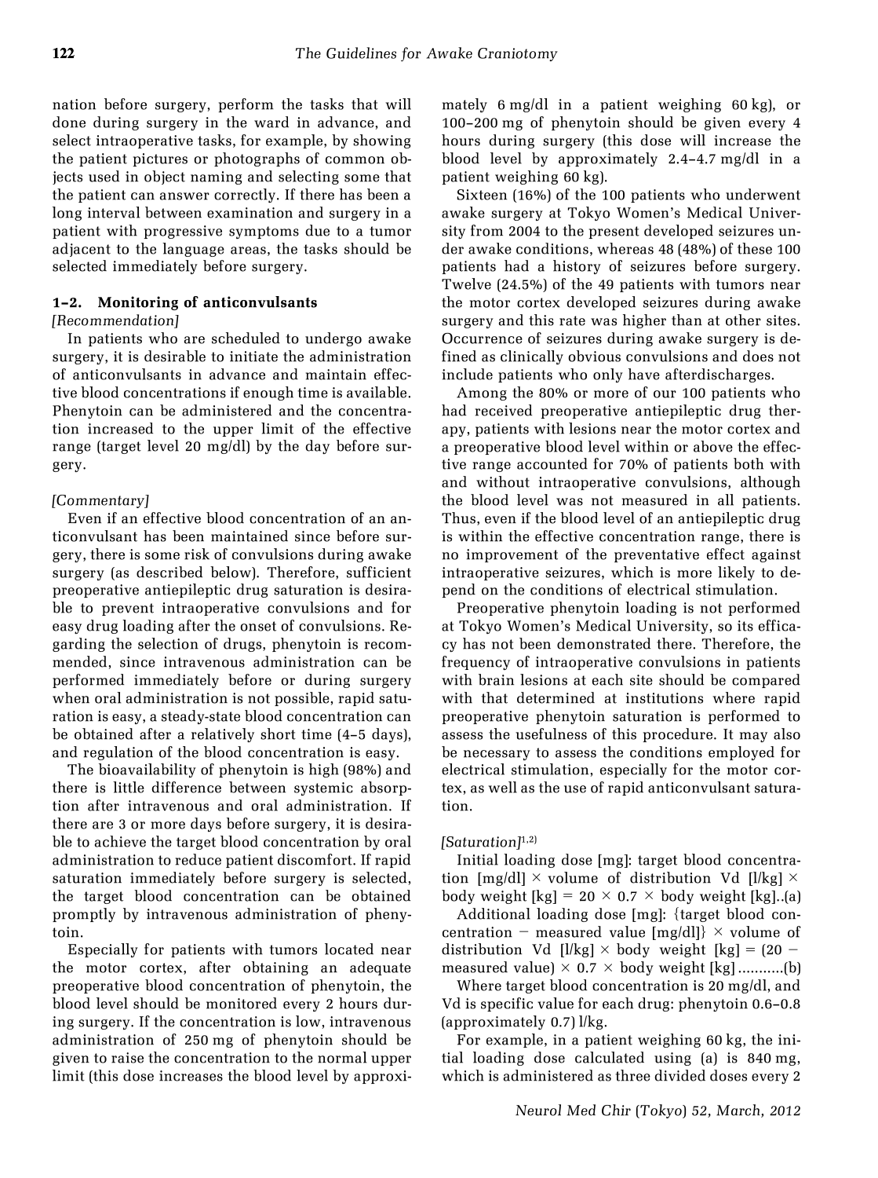nation before surgery, perform the tasks that will done during surgery in the ward in advance, and select intraoperative tasks, for example, by showing the patient pictures or photographs of common objects used in object naming and selecting some that the patient can answer correctly. If there has been a long interval between examination and surgery in a patient with progressive symptoms due to a tumor adjacent to the language areas, the tasks should be selected immediately before surgery.

### 1–2. Monitoring of anticonvulsants

*[Recommendation]*

In patients who are scheduled to undergo awake surgery, it is desirable to initiate the administration of anticonvulsants in advance and maintain effective blood concentrations if enough time is available. Phenytoin can be administered and the concentration increased to the upper limit of the effective range (target level 20 mg/dl) by the day before surgery.

*[Commentary]*

Even if an effective blood concentration of an anticonvulsant has been maintained since before surgery, there is some risk of convulsions during awake surgery (as described below). Therefore, sufficient preoperative antiepileptic drug saturation is desirable to prevent intraoperative convulsions and for easy drug loading after the onset of convulsions. Regarding the selection of drugs, phenytoin is recommended, since intravenous administration can be performed immediately before or during surgery when oral administration is not possible, rapid saturation is easy, a steady-state blood concentration can be obtained after a relatively short time (4–5 days), and regulation of the blood concentration is easy.

The bioavailability of phenytoin is high (98%) and there is little difference between systemic absorption after intravenous and oral administration. If there are 3 or more days before surgery, it is desirable to achieve the target blood concentration by oral administration to reduce patient discomfort. If rapid saturation immediately before surgery is selected, the target blood concentration can be obtained promptly by intravenous administration of phenytoin.

Especially for patients with tumors located near the motor cortex, after obtaining an adequate preoperative blood concentration of phenytoin, the blood level should be monitored every 2 hours during surgery. If the concentration is low, intravenous administration of 250 mg of phenytoin should be given to raise the concentration to the normal upper limit (this dose increases the blood level by approximately 6 mg/dl in a patient weighing 60 kg), or 100–200 mg of phenytoin should be given every 4 hours during surgery (this dose will increase the blood level by approximately 2.4–4.7 mg/dl in a patient weighing 60 kg).

Sixteen (16%) of the 100 patients who underwent awake surgery at Tokyo Women's Medical University from 2004 to the present developed seizures under awake conditions, whereas 48 (48%) of these 100 patients had a history of seizures before surgery. Twelve (24.5%) of the 49 patients with tumors near the motor cortex developed seizures during awake surgery and this rate was higher than at other sites. Occurrence of seizures during awake surgery is defined as clinically obvious convulsions and does not include patients who only have afterdischarges.

Among the 80% or more of our 100 patients who had received preoperative antiepileptic drug therapy, patients with lesions near the motor cortex and a preoperative blood level within or above the effective range accounted for 70% of patients both with and without intraoperative convulsions, although the blood level was not measured in all patients. Thus, even if the blood level of an antiepileptic drug is within the effective concentration range, there is no improvement of the preventative effect against intraoperative seizures, which is more likely to depend on the conditions of electrical stimulation.

Preoperative phenytoin loading is not performed at Tokyo Women's Medical University, so its efficacy has not been demonstrated there. Therefore, the frequency of intraoperative convulsions in patients with brain lesions at each site should be compared with that determined at institutions where rapid preoperative phenytoin saturation is performed to assess the usefulness of this procedure. It may also be necessary to assess the conditions employed for electrical stimulation, especially for the motor cortex, as well as the use of rapid anticonvulsant saturation.

*[Saturation]*[1,2]

Initial loading dose [mg]: target blood concentration [mg/dl] × volume of distribution Vd [l/kg] × body weight [kg] = 20 × 0.7 × body weight [kg]..(a)

Additional loading dose [mg]: {target blood concentration − measured value [mg/dl]} × volume of distribution Vd [l/kg] × body weight [kg] = (20 − measured value) × 0.7 × body weight [kg] ...........(b)

Where target blood concentration is 20 mg/dl, and Vd is specific value for each drug: phenytoin 0.6–0.8 (approximately 0.7) l/kg.

For example, in a patient weighing 60 kg, the initial loading dose calculated using (a) is 840 mg, which is administered as three divided doses every 2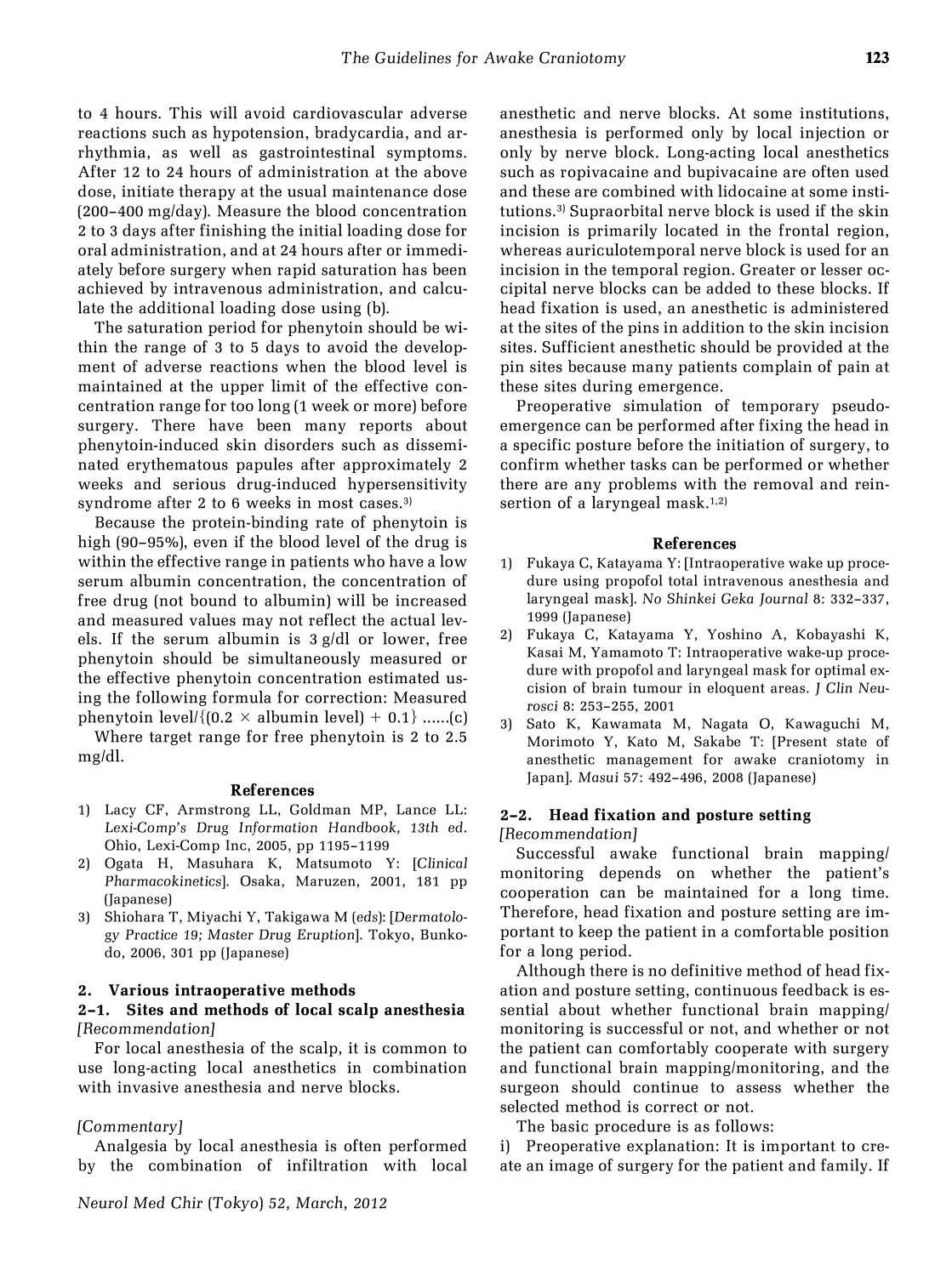to 4 hours. This will avoid cardiovascular adverse reactions such as hypotension, bradycardia, and arrhythmia, as well as gastrointestinal symptoms. After 12 to 24 hours of administration at the above dose, initiate therapy at the usual maintenance dose (200–400 mg/day). Measure the blood concentration 2 to 3 days after finishing the initial loading dose for oral administration, and at 24 hours after or immediately before surgery when rapid saturation has been achieved by intravenous administration, and calculate the additional loading dose using (b).

The saturation period for phenytoin should be within the range of 3 to 5 days to avoid the development of adverse reactions when the blood level is maintained at the upper limit of the effective concentration range for too long (1 week or more) before surgery. There have been many reports about phenytoin-induced skin disorders such as disseminated erythematous papules after approximately 2 weeks and serious drug-induced hypersensitivity syndrome after 2 to 6 weeks in most cases.[3]

Because the protein-binding rate of phenytoin is high (90–95%), even if the blood level of the drug is within the effective range in patients who have a low serum albumin concentration, the concentration of free drug (not bound to albumin) will be increased and measured values may not reflect the actual levels. If the serum albumin is 3 g/dl or lower, free phenytoin should be simultaneously measured or the effective phenytoin concentration estimated using the following formula for correction: Measured phenytoin level/$\{(0.2 \times \text{albumin level}) + 0.1\}$ ......(c)

Where target range for free phenytoin is 2 to 2.5 mg/dl.

#### References

1) Lacy CF, Armstrong LL, Goldman MP, Lance LL: *Lexi-Comp's Drug Information Handbook, 13th ed*. Ohio, Lexi-Comp Inc, 2005, pp 1195–1199
2) Ogata H, Masuhara K, Matsumoto Y: [*Clinical Pharmacokinetics*]. Osaka, Maruzen, 2001, 181 pp (Japanese)
3) Shiohara T, Miyachi Y, Takigawa M (*eds*): [*Dermatology Practice 19; Master Drug Eruption*]. Tokyo, Bunkodo, 2006, 301 pp (Japanese)

## 2. Various intraoperative methods

### 2–1. Sites and methods of local scalp anesthesia

*[Recommendation]*

For local anesthesia of the scalp, it is common to use long-acting local anesthetics in combination with invasive anesthesia and nerve blocks.

*[Commentary]*

Analgesia by local anesthesia is often performed by the combination of infiltration with local anesthetic and nerve blocks. At some institutions, anesthesia is performed only by local injection or only by nerve block. Long-acting local anesthetics such as ropivacaine and bupivacaine are often used and these are combined with lidocaine at some institutions.[3] Supraorbital nerve block is used if the skin incision is primarily located in the frontal region, whereas auriculotemporal nerve block is used for an incision in the temporal region. Greater or lesser occipital nerve blocks can be added to these blocks. If head fixation is used, an anesthetic is administered at the sites of the pins in addition to the skin incision sites. Sufficient anesthetic should be provided at the pin sites because many patients complain of pain at these sites during emergence.

Preoperative simulation of temporary pseudo-emergence can be performed after fixing the head in a specific posture before the initiation of surgery, to confirm whether tasks can be performed or whether there are any problems with the removal and reinsertion of a laryngeal mask.[1,2]

#### References

1) Fukaya C, Katayama Y: [Intraoperative wake up procedure using propofol total intravenous anesthesia and laryngeal mask]. *No Shinkei Geka Journal* 8: 332–337, 1999 (Japanese)
2) Fukaya C, Katayama Y, Yoshino A, Kobayashi K, Kasai M, Yamamoto T: Intraoperative wake-up procedure with propofol and laryngeal mask for optimal excision of brain tumour in eloquent areas. *J Clin Neurosci* 8: 253–255, 2001
3) Sato K, Kawamata M, Nagata O, Kawaguchi M, Morimoto Y, Kato M, Sakabe T: [Present state of anesthetic management for awake craniotomy in Japan]. *Masui* 57: 492–496, 2008 (Japanese)

### 2–2. Head fixation and posture setting

*[Recommendation]*

Successful awake functional brain mapping/monitoring depends on whether the patient's cooperation can be maintained for a long time. Therefore, head fixation and posture setting are important to keep the patient in a comfortable position for a long period.

Although there is no definitive method of head fixation and posture setting, continuous feedback is essential about whether functional brain mapping/monitoring is successful or not, and whether or not the patient can comfortably cooperate with surgery and functional brain mapping/monitoring, and the surgeon should continue to assess whether the selected method is correct or not.

The basic procedure is as follows:

i) Preoperative explanation: It is important to create an image of surgery for the patient and family. If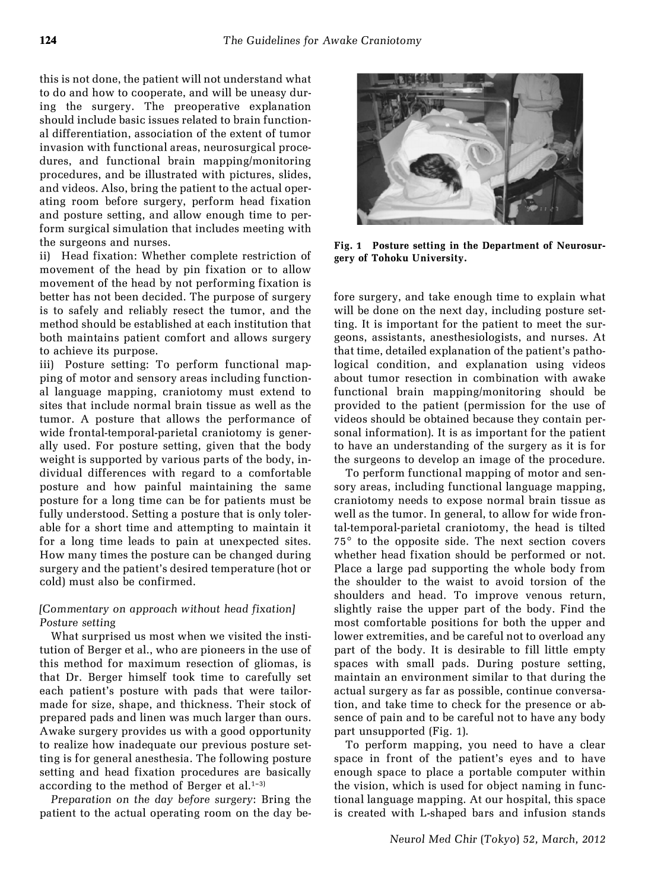this is not done, the patient will not understand what to do and how to cooperate, and will be uneasy during the surgery. The preoperative explanation should include basic issues related to brain functional differentiation, association of the extent of tumor invasion with functional areas, neurosurgical procedures, and functional brain mapping/monitoring procedures, and be illustrated with pictures, slides, and videos. Also, bring the patient to the actual operating room before surgery, perform head fixation and posture setting, and allow enough time to perform surgical simulation that includes meeting with the surgeons and nurses.

ii) Head fixation: Whether complete restriction of movement of the head by pin fixation or to allow movement of the head by not performing fixation is better has not been decided. The purpose of surgery is to safely and reliably resect the tumor, and the method should be established at each institution that both maintains patient comfort and allows surgery to achieve its purpose.

iii) Posture setting: To perform functional mapping of motor and sensory areas including functional language mapping, craniotomy must extend to sites that include normal brain tissue as well as the tumor. A posture that allows the performance of wide frontal-temporal-parietal craniotomy is generally used. For posture setting, given that the body weight is supported by various parts of the body, individual differences with regard to a comfortable posture and how painful maintaining the same posture for a long time can be for patients must be fully understood. Setting a posture that is only tolerable for a short time and attempting to maintain it for a long time leads to pain at unexpected sites. How many times the posture can be changed during surgery and the patient's desired temperature (hot or cold) must also be confirmed.

*[Commentary on approach without head fixation]*
*Posture setting*

What surprised us most when we visited the institution of Berger et al., who are pioneers in the use of this method for maximum resection of gliomas, is that Dr. Berger himself took time to carefully set each patient's posture with pads that were tailor-made for size, shape, and thickness. Their stock of prepared pads and linen was much larger than ours. Awake surgery provides us with a good opportunity to realize how inadequate our previous posture setting is for general anesthesia. The following posture setting and head fixation procedures are basically according to the method of Berger et al.[1–3]

*Preparation on the day before surgery*: Bring the patient to the actual operating room on the day before surgery, and take enough time to explain what will be done on the next day, including posture setting. It is important for the patient to meet the surgeons, assistants, anesthesiologists, and nurses. At that time, detailed explanation of the patient's pathological condition, and explanation using videos about tumor resection in combination with awake functional brain mapping/monitoring should be provided to the patient (permission for the use of videos should be obtained because they contain personal information). It is as important for the patient to have an understanding of the surgery as it is for the surgeons to develop an image of the procedure.

To perform functional mapping of motor and sensory areas, including functional language mapping, craniotomy needs to expose normal brain tissue as well as the tumor. In general, to allow for wide frontal-temporal-parietal craniotomy, the head is tilted 75° to the opposite side. The next section covers whether head fixation should be performed or not. Place a large pad supporting the whole body from the shoulder to the waist to avoid torsion of the shoulders and head. To improve venous return, slightly raise the upper part of the body. Find the most comfortable positions for both the upper and lower extremities, and be careful not to overload any part of the body. It is desirable to fill little empty spaces with small pads. During posture setting, maintain an environment similar to that during the actual surgery as far as possible, continue conversation, and take time to check for the presence or absence of pain and to be careful not to have any body part unsupported (Fig. 1).

**Fig. 1 Posture setting in the Department of Neurosurgery of Tohoku University.**

To perform mapping, you need to have a clear space in front of the patient's eyes and to have enough space to place a portable computer within the vision, which is used for object naming in functional language mapping. At our hospital, this space is created with L-shaped bars and infusion stands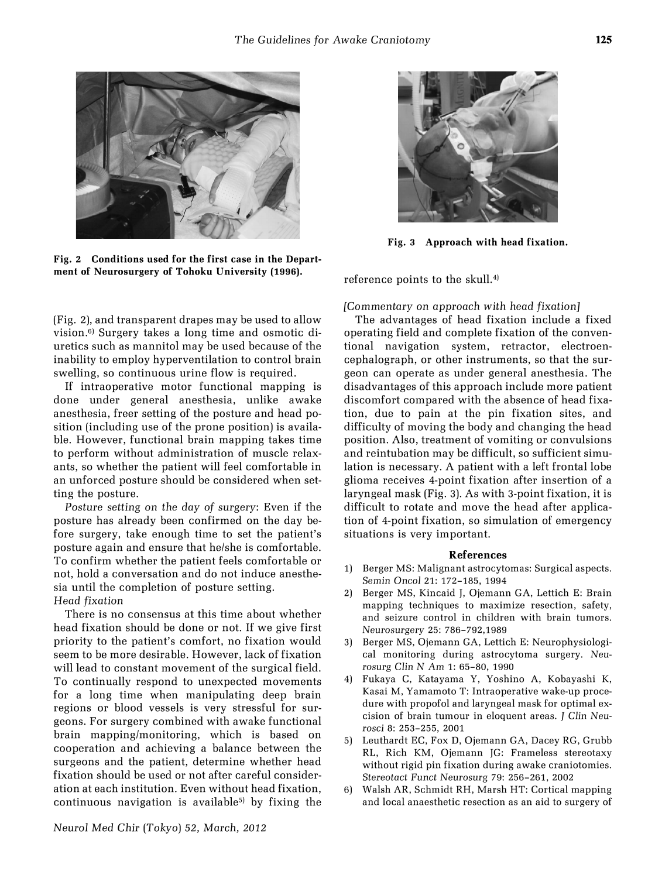Fig. 2 Conditions used for the first case in the Department of Neurosurgery of Tohoku University (1996).

Fig. 3 Approach with head fixation.

(Fig. 2), and transparent drapes may be used to allow vision.[6] Surgery takes a long time and osmotic diuretics such as mannitol may be used because of the inability to employ hyperventilation to control brain swelling, so continuous urine flow is required.

If intraoperative motor functional mapping is done under general anesthesia, unlike awake anesthesia, freer setting of the posture and head position (including use of the prone position) is available. However, functional brain mapping takes time to perform without administration of muscle relaxants, so whether the patient will feel comfortable in an unforced posture should be considered when setting the posture.

*Posture setting on the day of surgery*: Even if the posture has already been confirmed on the day before surgery, take enough time to set the patient's posture again and ensure that he/she is comfortable. To confirm whether the patient feels comfortable or not, hold a conversation and do not induce anesthesia until the completion of posture setting.

*Head fixation*

There is no consensus at this time about whether head fixation should be done or not. If we give first priority to the patient's comfort, no fixation would seem to be more desirable. However, lack of fixation will lead to constant movement of the surgical field. To continually respond to unexpected movements for a long time when manipulating deep brain regions or blood vessels is very stressful for surgeons. For surgery combined with awake functional brain mapping/monitoring, which is based on cooperation and achieving a balance between the surgeons and the patient, determine whether head fixation should be used or not after careful consideration at each institution. Even without head fixation, continuous navigation is available[5] by fixing the reference points to the skull.[4]

*[Commentary on approach with head fixation]*

The advantages of head fixation include a fixed operating field and complete fixation of the conventional navigation system, retractor, electroencephalograph, or other instruments, so that the surgeon can operate as under general anesthesia. The disadvantages of this approach include more patient discomfort compared with the absence of head fixation, due to pain at the pin fixation sites, and difficulty of moving the body and changing the head position. Also, treatment of vomiting or convulsions and reintubation may be difficult, so sufficient simulation is necessary. A patient with a left frontal lobe glioma receives 4-point fixation after insertion of a laryngeal mask (Fig. 3). As with 3-point fixation, it is difficult to rotate and move the head after application of 4-point fixation, so simulation of emergency situations is very important.

## References

1) Berger MS: Malignant astrocytomas: Surgical aspects. *Semin Oncol* 21: 172–185, 1994
2) Berger MS, Kincaid J, Ojemann GA, Lettich E: Brain mapping techniques to maximize resection, safety, and seizure control in children with brain tumors. *Neurosurgery* 25: 786–792,1989
3) Berger MS, Ojemann GA, Lettich E: Neurophysiological monitoring during astrocytoma surgery. *Neurosurg Clin N Am* 1: 65–80, 1990
4) Fukaya C, Katayama Y, Yoshino A, Kobayashi K, Kasai M, Yamamoto T: Intraoperative wake-up procedure with propofol and laryngeal mask for optimal excision of brain tumour in eloquent areas. *J Clin Neurosci* 8: 253–255, 2001
5) Leuthardt EC, Fox D, Ojemann GA, Dacey RG, Grubb RL, Rich KM, Ojemann JG: Frameless stereotaxy without rigid pin fixation during awake craniotomies. *Stereotact Funct Neurosurg* 79: 256–261, 2002
6) Walsh AR, Schmidt RH, Marsh HT: Cortical mapping and local anaesthetic resection as an aid to surgery of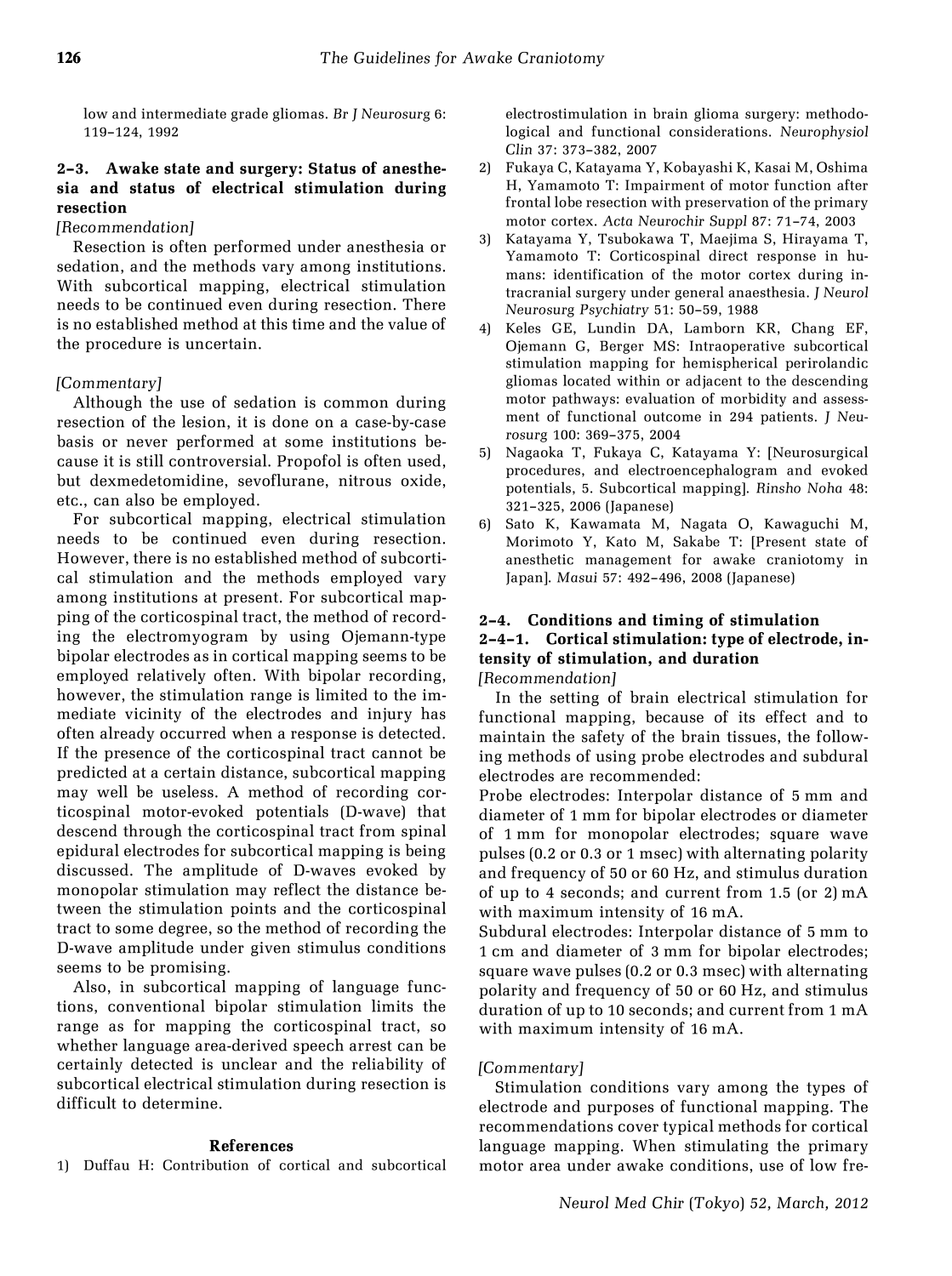low and intermediate grade gliomas. *Br J Neurosurg* 6: 119–124, 1992

### 2–3. Awake state and surgery: Status of anesthesia and status of electrical stimulation during resection

*[Recommendation]*

Resection is often performed under anesthesia or sedation, and the methods vary among institutions. With subcortical mapping, electrical stimulation needs to be continued even during resection. There is no established method at this time and the value of the procedure is uncertain.

*[Commentary]*

Although the use of sedation is common during resection of the lesion, it is done on a case-by-case basis or never performed at some institutions because it is still controversial. Propofol is often used, but dexmedetomidine, sevoflurane, nitrous oxide, etc., can also be employed.

For subcortical mapping, electrical stimulation needs to be continued even during resection. However, there is no established method of subcortical stimulation and the methods employed vary among institutions at present. For subcortical mapping of the corticospinal tract, the method of recording the electromyogram by using Ojemann-type bipolar electrodes as in cortical mapping seems to be employed relatively often. With bipolar recording, however, the stimulation range is limited to the immediate vicinity of the electrodes and injury has often already occurred when a response is detected. If the presence of the corticospinal tract cannot be predicted at a certain distance, subcortical mapping may well be useless. A method of recording corticospinal motor-evoked potentials (D-wave) that descend through the corticospinal tract from spinal epidural electrodes for subcortical mapping is being discussed. The amplitude of D-waves evoked by monopolar stimulation may reflect the distance between the stimulation points and the corticospinal tract to some degree, so the method of recording the D-wave amplitude under given stimulus conditions seems to be promising.

Also, in subcortical mapping of language functions, conventional bipolar stimulation limits the range as for mapping the corticospinal tract, so whether language area-derived speech arrest can be certainly detected is unclear and the reliability of subcortical electrical stimulation during resection is difficult to determine.

#### References

1) Duffau H: Contribution of cortical and subcortical electrostimulation in brain glioma surgery: methodological and functional considerations. *Neurophysiol Clin* 37: 373–382, 2007
2) Fukaya C, Katayama Y, Kobayashi K, Kasai M, Oshima H, Yamamoto T: Impairment of motor function after frontal lobe resection with preservation of the primary motor cortex. *Acta Neurochir Suppl* 87: 71–74, 2003
3) Katayama Y, Tsubokawa T, Maejima S, Hirayama T, Yamamoto T: Corticospinal direct response in humans: identification of the motor cortex during intracranial surgery under general anaesthesia. *J Neurol Neurosurg Psychiatry* 51: 50–59, 1988
4) Keles GE, Lundin DA, Lamborn KR, Chang EF, Ojemann G, Berger MS: Intraoperative subcortical stimulation mapping for hemispherical perirolandic gliomas located within or adjacent to the descending motor pathways: evaluation of morbidity and assessment of functional outcome in 294 patients. *J Neurosurg* 100: 369–375, 2004
5) Nagaoka T, Fukaya C, Katayama Y: [Neurosurgical procedures, and electroencephalogram and evoked potentials, 5. Subcortical mapping]. *Rinsho Noha* 48: 321–325, 2006 (Japanese)
6) Sato K, Kawamata M, Nagata O, Kawaguchi M, Morimoto Y, Kato M, Sakabe T: [Present state of anesthetic management for awake craniotomy in Japan]. *Masui* 57: 492–496, 2008 (Japanese)

### 2–4. Conditions and timing of stimulation

#### 2–4–1. Cortical stimulation: type of electrode, intensity of stimulation, and duration

*[Recommendation]*

In the setting of brain electrical stimulation for functional mapping, because of its effect and to maintain the safety of the brain tissues, the following methods of using probe electrodes and subdural electrodes are recommended:

Probe electrodes: Interpolar distance of 5 mm and diameter of 1 mm for bipolar electrodes or diameter of 1 mm for monopolar electrodes; square wave pulses (0.2 or 0.3 or 1 msec) with alternating polarity and frequency of 50 or 60 Hz, and stimulus duration of up to 4 seconds; and current from 1.5 (or 2) mA with maximum intensity of 16 mA.

Subdural electrodes: Interpolar distance of 5 mm to 1 cm and diameter of 3 mm for bipolar electrodes; square wave pulses (0.2 or 0.3 msec) with alternating polarity and frequency of 50 or 60 Hz, and stimulus duration of up to 10 seconds; and current from 1 mA with maximum intensity of 16 mA.

*[Commentary]*

Stimulation conditions vary among the types of electrode and purposes of functional mapping. The recommendations cover typical methods for cortical language mapping. When stimulating the primary motor area under awake conditions, use of low fre-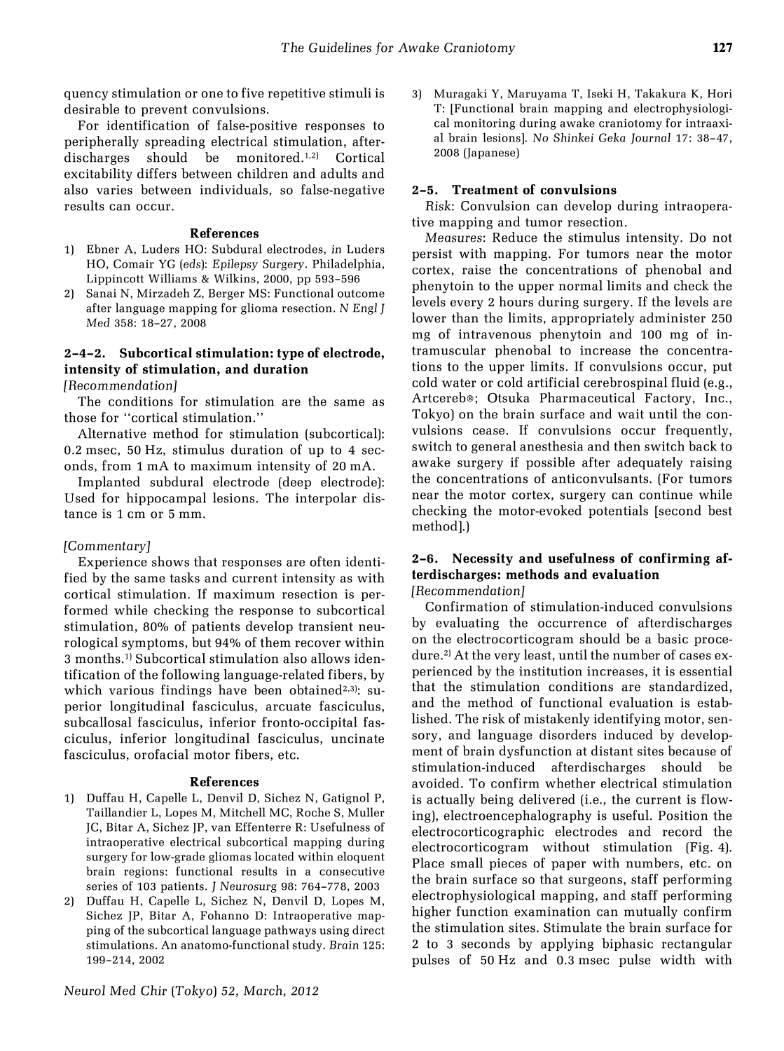quency stimulation or one to five repetitive stimuli is desirable to prevent convulsions.

For identification of false-positive responses to peripherally spreading electrical stimulation, afterdischarges should be monitored.[1,2] Cortical excitability differs between children and adults and also varies between individuals, so false-negative results can occur.

#### References

1) Ebner A, Luders HO: Subdural electrodes, *in* Luders HO, Comair YG (*eds*): *Epilepsy Surgery*. Philadelphia, Lippincott Williams & Wilkins, 2000, pp 593–596
2) Sanai N, Mirzadeh Z, Berger MS: Functional outcome after language mapping for glioma resection. *N Engl J Med* 358: 18–27, 2008

### 2–4–2. Subcortical stimulation: type of electrode, intensity of stimulation, and duration

*[Recommendation]*

The conditions for stimulation are the same as those for "cortical stimulation."

Alternative method for stimulation (subcortical): 0.2 msec, 50 Hz, stimulus duration of up to 4 seconds, from 1 mA to maximum intensity of 20 mA.

Implanted subdural electrode (deep electrode): Used for hippocampal lesions. The interpolar distance is 1 cm or 5 mm.

*[Commentary]*

Experience shows that responses are often identified by the same tasks and current intensity as with cortical stimulation. If maximum resection is performed while checking the response to subcortical stimulation, 80% of patients develop transient neurological symptoms, but 94% of them recover within 3 months.[1] Subcortical stimulation also allows identification of the following language-related fibers, by which various findings have been obtained[2,3]: superior longitudinal fasciculus, arcuate fasciculus, subcallosal fasciculus, inferior fronto-occipital fasciculus, inferior longitudinal fasciculus, uncinate fasciculus, orofacial motor fibers, etc.

#### References

1) Duffau H, Capelle L, Denvil D, Sichez N, Gatignol P, Taillandier L, Lopes M, Mitchell MC, Roche S, Muller JC, Bitar A, Sichez JP, van Effenterre R: Usefulness of intraoperative electrical subcortical mapping during surgery for low-grade gliomas located within eloquent brain regions: functional results in a consecutive series of 103 patients. *J Neurosurg* 98: 764–778, 2003
2) Duffau H, Capelle L, Sichez N, Denvil D, Lopes M, Sichez JP, Bitar A, Fohanno D: Intraoperative mapping of the subcortical language pathways using direct stimulations. An anatomo-functional study. *Brain* 125: 199–214, 2002
3) Muragaki Y, Maruyama T, Iseki H, Takakura K, Hori T: [Functional brain mapping and electrophysiological monitoring during awake craniotomy for intraaxial brain lesions]. *No Shinkei Geka Journal* 17: 38–47, 2008 (Japanese)

## 2–5. Treatment of convulsions

*Risk*: Convulsion can develop during intraoperative mapping and tumor resection.

*Measures*: Reduce the stimulus intensity. Do not persist with mapping. For tumors near the motor cortex, raise the concentrations of phenobal and phenytoin to the upper normal limits and check the levels every 2 hours during surgery. If the levels are lower than the limits, appropriately administer 250 mg of intravenous phenytoin and 100 mg of intramuscular phenobal to increase the concentrations to the upper limits. If convulsions occur, put cold water or cold artificial cerebrospinal fluid (e.g., Artcereb®; Otsuka Pharmaceutical Factory, Inc., Tokyo) on the brain surface and wait until the convulsions cease. If convulsions occur frequently, switch to general anesthesia and then switch back to awake surgery if possible after adequately raising the concentrations of anticonvulsants. (For tumors near the motor cortex, surgery can continue while checking the motor-evoked potentials [second best method].)

## 2–6. Necessity and usefulness of confirming afterdischarges: methods and evaluation

*[Recommendation]*

Confirmation of stimulation-induced convulsions by evaluating the occurrence of afterdischarges on the electrocorticogram should be a basic procedure.[2] At the very least, until the number of cases experienced by the institution increases, it is essential that the stimulation conditions are standardized, and the method of functional evaluation is established. The risk of mistakenly identifying motor, sensory, and language disorders induced by development of brain dysfunction at distant sites because of stimulation-induced afterdischarges should be avoided. To confirm whether electrical stimulation is actually being delivered (i.e., the current is flowing), electroencephalography is useful. Position the electrocorticographic electrodes and record the electrocorticogram without stimulation (Fig. 4). Place small pieces of paper with numbers, etc. on the brain surface so that surgeons, staff performing electrophysiological mapping, and staff performing higher function examination can mutually confirm the stimulation sites. Stimulate the brain surface for 2 to 3 seconds by applying biphasic rectangular pulses of 50 Hz and 0.3 msec pulse width with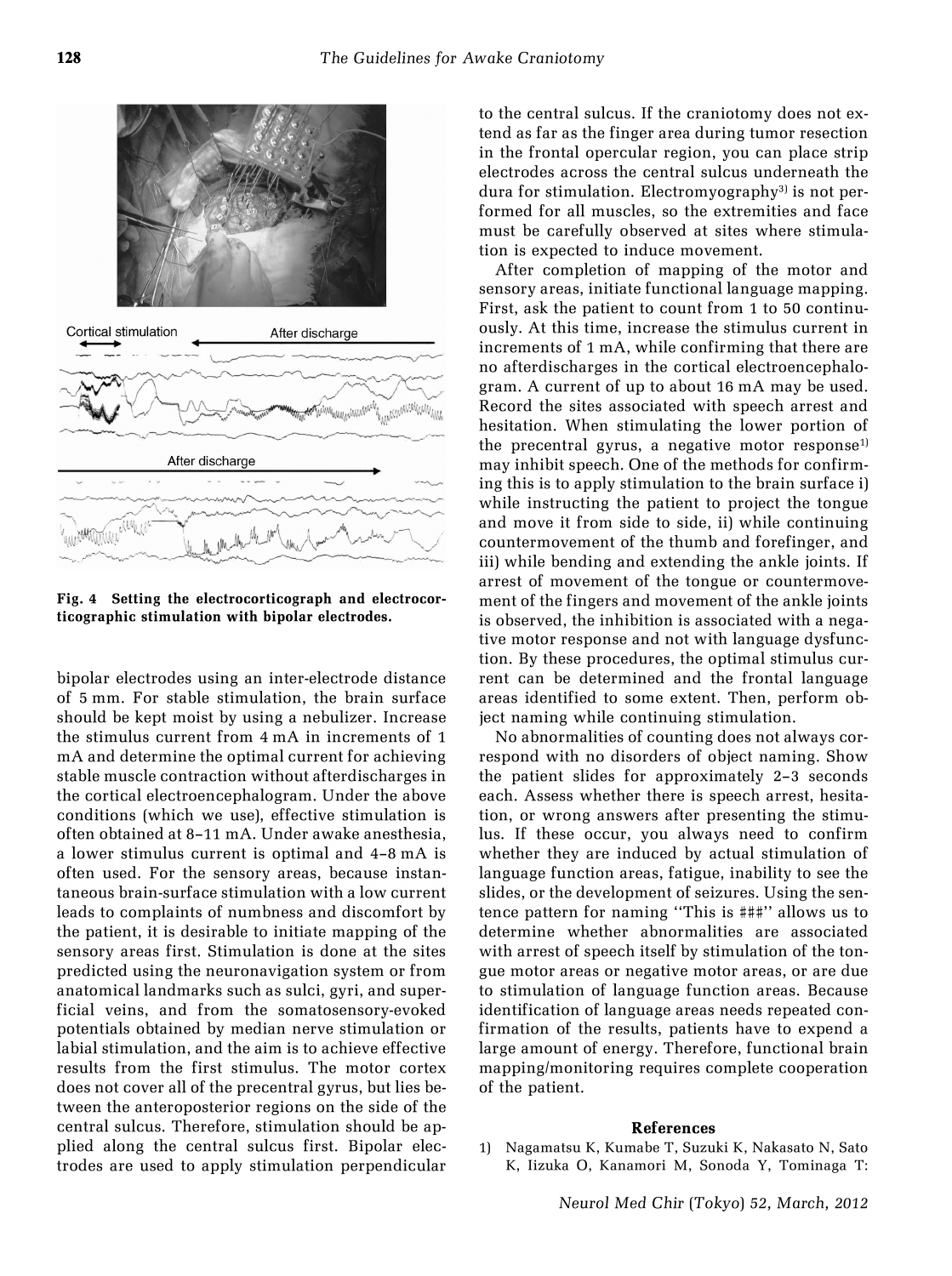Fig. 4 Setting the electrocorticograph and electrocorticographic stimulation with bipolar electrodes.

bipolar electrodes using an inter-electrode distance of 5 mm. For stable stimulation, the brain surface should be kept moist by using a nebulizer. Increase the stimulus current from 4 mA in increments of 1 mA and determine the optimal current for achieving stable muscle contraction without afterdischarges in the cortical electroencephalogram. Under the above conditions (which we use), effective stimulation is often obtained at 8–11 mA. Under awake anesthesia, a lower stimulus current is optimal and 4–8 mA is often used. For the sensory areas, because instantaneous brain-surface stimulation with a low current leads to complaints of numbness and discomfort by the patient, it is desirable to initiate mapping of the sensory areas first. Stimulation is done at the sites predicted using the neuronavigation system or from anatomical landmarks such as sulci, gyri, and superficial veins, and from the somatosensory-evoked potentials obtained by median nerve stimulation or labial stimulation, and the aim is to achieve effective results from the first stimulus. The motor cortex does not cover all of the precentral gyrus, but lies between the anteroposterior regions on the side of the central sulcus. Therefore, stimulation should be applied along the central sulcus first. Bipolar electrodes are used to apply stimulation perpendicular to the central sulcus. If the craniotomy does not extend as far as the finger area during tumor resection in the frontal opercular region, you can place strip electrodes across the central sulcus underneath the dura for stimulation. Electromyography[3] is not performed for all muscles, so the extremities and face must be carefully observed at sites where stimulation is expected to induce movement.

After completion of mapping of the motor and sensory areas, initiate functional language mapping. First, ask the patient to count from 1 to 50 continuously. At this time, increase the stimulus current in increments of 1 mA, while confirming that there are no afterdischarges in the cortical electroencephalogram. A current of up to about 16 mA may be used. Record the sites associated with speech arrest and hesitation. When stimulating the lower portion of the precentral gyrus, a negative motor response[1] may inhibit speech. One of the methods for confirming this is to apply stimulation to the brain surface i) while instructing the patient to project the tongue and move it from side to side, ii) while continuing countermovement of the thumb and forefinger, and iii) while bending and extending the ankle joints. If arrest of movement of the tongue or countermovement of the fingers and movement of the ankle joints is observed, the inhibition is associated with a negative motor response and not with language dysfunction. By these procedures, the optimal stimulus current can be determined and the frontal language areas identified to some extent. Then, perform object naming while continuing stimulation.

No abnormalities of counting does not always correspond with no disorders of object naming. Show the patient slides for approximately 2–3 seconds each. Assess whether there is speech arrest, hesitation, or wrong answers after presenting the stimulus. If these occur, you always need to confirm whether they are induced by actual stimulation of language function areas, fatigue, inability to see the slides, or the development of seizures. Using the sentence pattern for naming "This is ###" allows us to determine whether abnormalities are associated with arrest of speech itself by stimulation of the tongue motor areas or negative motor areas, or are due to stimulation of language function areas. Because identification of language areas needs repeated confirmation of the results, patients have to expend a large amount of energy. Therefore, functional brain mapping/monitoring requires complete cooperation of the patient.

## References

1) Nagamatsu K, Kumabe T, Suzuki K, Nakasato N, Sato K, Iizuka O, Kanamori M, Sonoda Y, Tominaga T: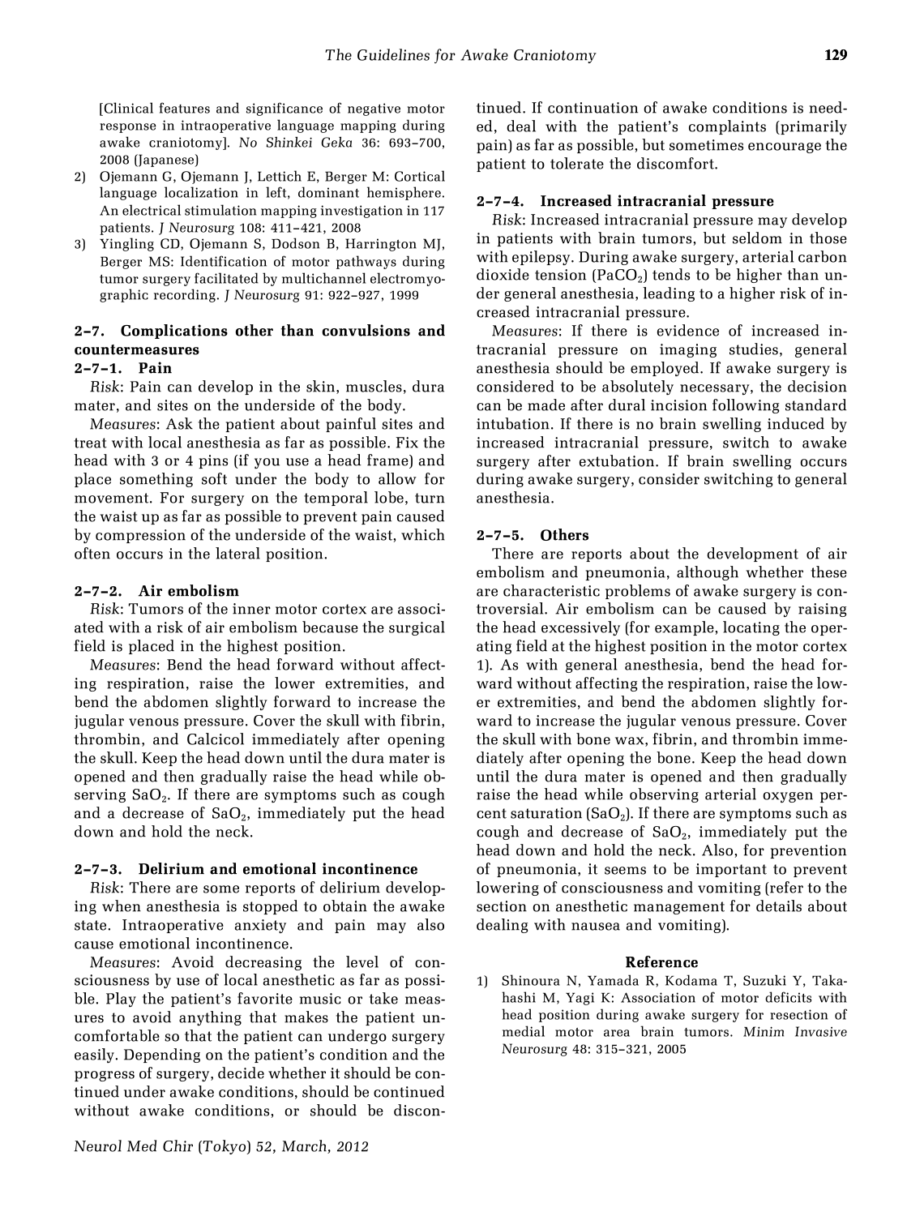[Clinical features and significance of negative motor response in intraoperative language mapping during awake craniotomy]. *No Shinkei Geka* 36: 693–700, 2008 (Japanese)

2) Ojemann G, Ojemann J, Lettich E, Berger M: Cortical language localization in left, dominant hemisphere. An electrical stimulation mapping investigation in 117 patients. *J Neurosurg* 108: 411–421, 2008
3) Yingling CD, Ojemann S, Dodson B, Harrington MJ, Berger MS: Identification of motor pathways during tumor surgery facilitated by multichannel electromyographic recording. *J Neurosurg* 91: 922–927, 1999

## 2–7. Complications other than convulsions and countermeasures

### 2–7–1. Pain

*Risk*: Pain can develop in the skin, muscles, dura mater, and sites on the underside of the body.

*Measures*: Ask the patient about painful sites and treat with local anesthesia as far as possible. Fix the head with 3 or 4 pins (if you use a head frame) and place something soft under the body to allow for movement. For surgery on the temporal lobe, turn the waist up as far as possible to prevent pain caused by compression of the underside of the waist, which often occurs in the lateral position.

### 2–7–2. Air embolism

*Risk*: Tumors of the inner motor cortex are associated with a risk of air embolism because the surgical field is placed in the highest position.

*Measures*: Bend the head forward without affecting respiration, raise the lower extremities, and bend the abdomen slightly forward to increase the jugular venous pressure. Cover the skull with fibrin, thrombin, and Calcicol immediately after opening the skull. Keep the head down until the dura mater is opened and then gradually raise the head while observing $SaO_2$. If there are symptoms such as cough and a decrease of $SaO_2$, immediately put the head down and hold the neck.

### 2–7–3. Delirium and emotional incontinence

*Risk*: There are some reports of delirium developing when anesthesia is stopped to obtain the awake state. Intraoperative anxiety and pain may also cause emotional incontinence.

*Measures*: Avoid decreasing the level of consciousness by use of local anesthetic as far as possible. Play the patient's favorite music or take measures to avoid anything that makes the patient uncomfortable so that the patient can undergo surgery easily. Depending on the patient's condition and the progress of surgery, decide whether it should be continued under awake conditions, should be continued without awake conditions, or should be discontinued. If continuation of awake conditions is needed, deal with the patient's complaints (primarily pain) as far as possible, but sometimes encourage the patient to tolerate the discomfort.

### 2–7–4. Increased intracranial pressure

*Risk*: Increased intracranial pressure may develop in patients with brain tumors, but seldom in those with epilepsy. During awake surgery, arterial carbon dioxide tension ($PaCO_2$) tends to be higher than under general anesthesia, leading to a higher risk of increased intracranial pressure.

*Measures*: If there is evidence of increased intracranial pressure on imaging studies, general anesthesia should be employed. If awake surgery is considered to be absolutely necessary, the decision can be made after dural incision following standard intubation. If there is no brain swelling induced by increased intracranial pressure, switch to awake surgery after extubation. If brain swelling occurs during awake surgery, consider switching to general anesthesia.

### 2–7–5. Others

There are reports about the development of air embolism and pneumonia, although whether these are characteristic problems of awake surgery is controversial. Air embolism can be caused by raising the head excessively (for example, locating the operating field at the highest position in the motor cortex 1). As with general anesthesia, bend the head forward without affecting the respiration, raise the lower extremities, and bend the abdomen slightly forward to increase the jugular venous pressure. Cover the skull with bone wax, fibrin, and thrombin immediately after opening the bone. Keep the head down until the dura mater is opened and then gradually raise the head while observing arterial oxygen percent saturation ($SaO_2$). If there are symptoms such as cough and decrease of $SaO_2$, immediately put the head down and hold the neck. Also, for prevention of pneumonia, it seems to be important to prevent lowering of consciousness and vomiting (refer to the section on anesthetic management for details about dealing with nausea and vomiting).

#### Reference

1) Shinoura N, Yamada R, Kodama T, Suzuki Y, Takahashi M, Yagi K: Association of motor deficits with head position during awake surgery for resection of medial motor area brain tumors. *Minim Invasive Neurosurg* 48: 315–321, 2005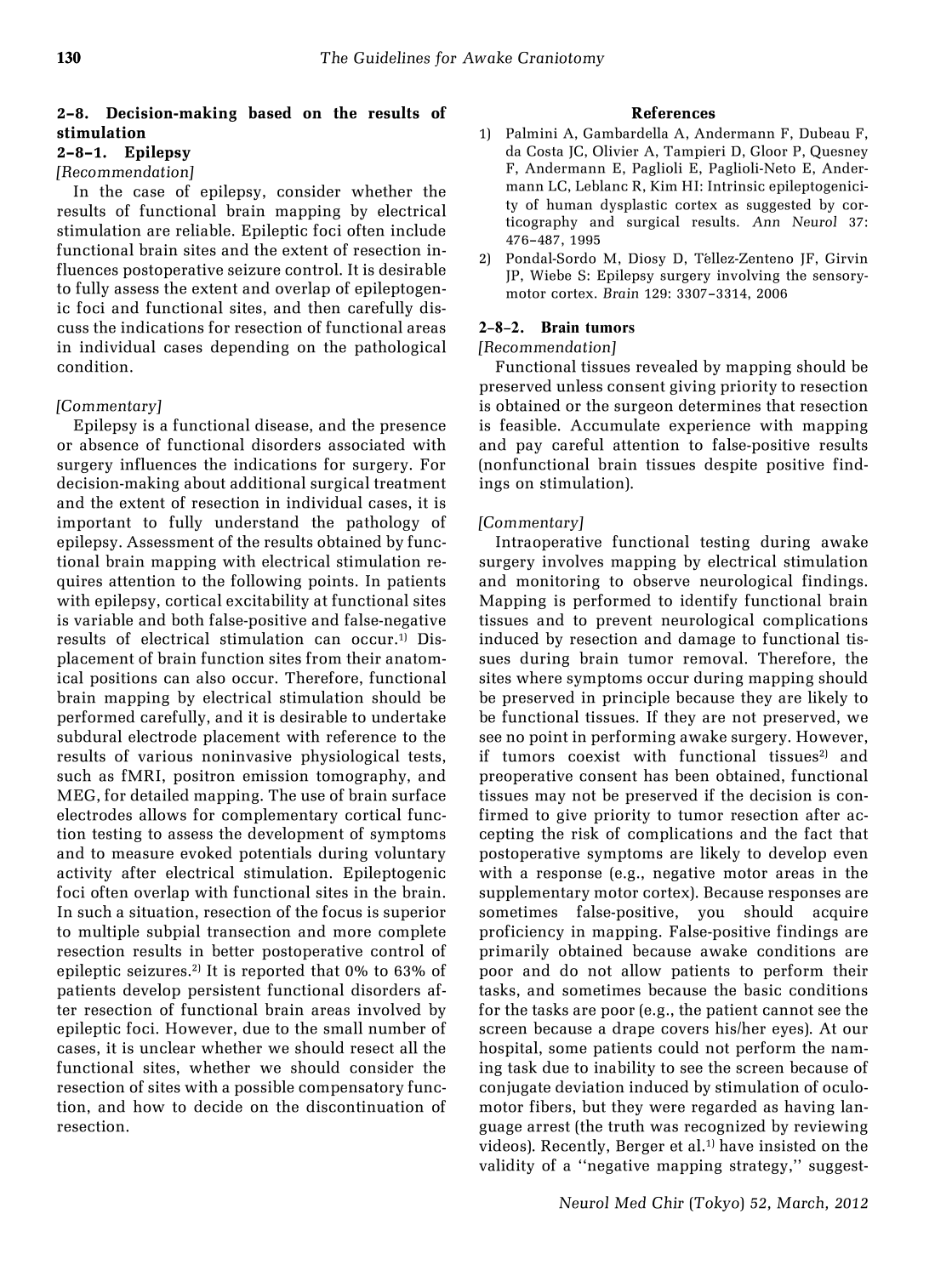### 2–8. Decision-making based on the results of stimulation

#### 2–8–1. Epilepsy

*[Recommendation]*

In the case of epilepsy, consider whether the results of functional brain mapping by electrical stimulation are reliable. Epileptic foci often include functional brain sites and the extent of resection influences postoperative seizure control. It is desirable to fully assess the extent and overlap of epileptogenic foci and functional sites, and then carefully discuss the indications for resection of functional areas in individual cases depending on the pathological condition.

*[Commentary]*

Epilepsy is a functional disease, and the presence or absence of functional disorders associated with surgery influences the indications for surgery. For decision-making about additional surgical treatment and the extent of resection in individual cases, it is important to fully understand the pathology of epilepsy. Assessment of the results obtained by functional brain mapping with electrical stimulation requires attention to the following points. In patients with epilepsy, cortical excitability at functional sites is variable and both false-positive and false-negative results of electrical stimulation can occur.[1] Displacement of brain function sites from their anatomical positions can also occur. Therefore, functional brain mapping by electrical stimulation should be performed carefully, and it is desirable to undertake subdural electrode placement with reference to the results of various noninvasive physiological tests, such as fMRI, positron emission tomography, and MEG, for detailed mapping. The use of brain surface electrodes allows for complementary cortical function testing to assess the development of symptoms and to measure evoked potentials during voluntary activity after electrical stimulation. Epileptogenic foci often overlap with functional sites in the brain. In such a situation, resection of the focus is superior to multiple subpial transection and more complete resection results in better postoperative control of epileptic seizures.[2] It is reported that 0% to 63% of patients develop persistent functional disorders after resection of functional brain areas involved by epileptic foci. However, due to the small number of cases, it is unclear whether we should resect all the functional sites, whether we should consider the resection of sites with a possible compensatory function, and how to decide on the discontinuation of resection.

**References**

1) Palmini A, Gambardella A, Andermann F, Dubeau F, da Costa JC, Olivier A, Tampieri D, Gloor P, Quesney F, Andermann E, Paglioli E, Paglioli-Neto E, Andermann LC, Leblanc R, Kim HI: Intrinsic epileptogenicity of human dysplastic cortex as suggested by corticography and surgical results. *Ann Neurol* 37: 476–487, 1995
2) Pondal-Sordo M, Diosy D, Têllez-Zenteno JF, Girvin JP, Wiebe S: Epilepsy surgery involving the sensory-motor cortex. *Brain* 129: 3307–3314, 2006

#### 2–8–2. Brain tumors

*[Recommendation]*

Functional tissues revealed by mapping should be preserved unless consent giving priority to resection is obtained or the surgeon determines that resection is feasible. Accumulate experience with mapping and pay careful attention to false-positive results (nonfunctional brain tissues despite positive findings on stimulation).

*[Commentary]*

Intraoperative functional testing during awake surgery involves mapping by electrical stimulation and monitoring to observe neurological findings. Mapping is performed to identify functional brain tissues and to prevent neurological complications induced by resection and damage to functional tissues during brain tumor removal. Therefore, the sites where symptoms occur during mapping should be preserved in principle because they are likely to be functional tissues. If they are not preserved, we see no point in performing awake surgery. However, if tumors coexist with functional tissues[2] and preoperative consent has been obtained, functional tissues may not be preserved if the decision is confirmed to give priority to tumor resection after accepting the risk of complications and the fact that postoperative symptoms are likely to develop even with a response (e.g., negative motor areas in the supplementary motor cortex). Because responses are sometimes false-positive, you should acquire proficiency in mapping. False-positive findings are primarily obtained because awake conditions are poor and do not allow patients to perform their tasks, and sometimes because the basic conditions for the tasks are poor (e.g., the patient cannot see the screen because a drape covers his/her eyes). At our hospital, some patients could not perform the naming task due to inability to see the screen because of conjugate deviation induced by stimulation of oculomotor fibers, but they were regarded as having language arrest (the truth was recognized by reviewing videos). Recently, Berger et al.[1] have insisted on the validity of a ''negative mapping strategy,'' suggest-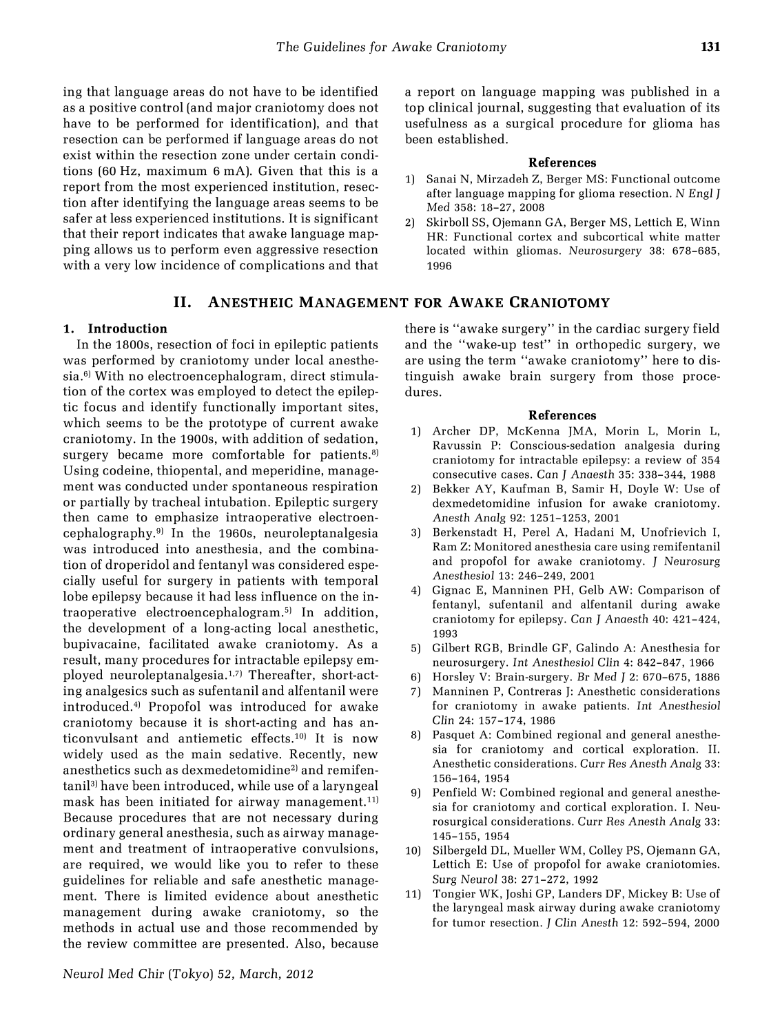ing that language areas do not have to be identified as a positive control (and major craniotomy does not have to be performed for identification), and that resection can be performed if language areas do not exist within the resection zone under certain conditions (60 Hz, maximum 6 mA). Given that this is a report from the most experienced institution, resection after identifying the language areas seems to be safer at less experienced institutions. It is significant that their report indicates that awake language mapping allows us to perform even aggressive resection with a very low incidence of complications and that a report on language mapping was published in a top clinical journal, suggesting that evaluation of its usefulness as a surgical procedure for glioma has been established.

### References

1) Sanai N, Mirzadeh Z, Berger MS: Functional outcome after language mapping for glioma resection. *N Engl J Med* 358: 18–27, 2008
2) Skirboll SS, Ojemann GA, Berger MS, Lettich E, Winn HR: Functional cortex and subcortical white matter located within gliomas. *Neurosurgery* 38: 678–685, 1996

## II. Anestheic Management for Awake Craniotomy

### 1. Introduction

In the 1800s, resection of foci in epileptic patients was performed by craniotomy under local anesthesia.[6] With no electroencephalogram, direct stimulation of the cortex was employed to detect the epileptic focus and identify functionally important sites, which seems to be the prototype of current awake craniotomy. In the 1900s, with addition of sedation, surgery became more comfortable for patients.[8] Using codeine, thiopental, and meperidine, management was conducted under spontaneous respiration or partially by tracheal intubation. Epileptic surgery then came to emphasize intraoperative electroencephalography.[9] In the 1960s, neuroleptanalgesia was introduced into anesthesia, and the combination of droperidol and fentanyl was considered especially useful for surgery in patients with temporal lobe epilepsy because it had less influence on the intraoperative electroencephalogram.[5] In addition, the development of a long-acting local anesthetic, bupivacaine, facilitated awake craniotomy. As a result, many procedures for intractable epilepsy employed neuroleptanalgesia.[1,7] Thereafter, short-acting analgesics such as sufentanil and alfentanil were introduced.[4] Propofol was introduced for awake craniotomy because it is short-acting and has anticonvulsant and antiemetic effects.[10] It is now widely used as the main sedative. Recently, new anesthetics such as dexmedetomidine[2] and remifentanil[3] have been introduced, while use of a laryngeal mask has been initiated for airway management.[11] Because procedures that are not necessary during ordinary general anesthesia, such as airway management and treatment of intraoperative convulsions, are required, we would like you to refer to these guidelines for reliable and safe anesthetic management. There is limited evidence about anesthetic management during awake craniotomy, so the methods in actual use and those recommended by the review committee are presented. Also, because there is ''awake surgery'' in the cardiac surgery field and the ''wake-up test'' in orthopedic surgery, we are using the term ''awake craniotomy'' here to distinguish awake brain surgery from those procedures.

### References

1) Archer DP, McKenna JMA, Morin L, Morin L, Ravussin P: Conscious-sedation analgesia during craniotomy for intractable epilepsy: a review of 354 consecutive cases. *Can J Anaesth* 35: 338–344, 1988
2) Bekker AY, Kaufman B, Samir H, Doyle W: Use of dexmedetomidine infusion for awake craniotomy. *Anesth Analg* 92: 1251–1253, 2001
3) Berkenstadt H, Perel A, Hadani M, Unofrievich I, Ram Z: Monitored anesthesia care using remifentanil and propofol for awake craniotomy. *J Neurosurg Anesthesiol* 13: 246–249, 2001
4) Gignac E, Manninen PH, Gelb AW: Comparison of fentanyl, sufentanil and alfentanil during awake craniotomy for epilepsy. *Can J Anaesth* 40: 421–424, 1993
5) Gilbert RGB, Brindle GF, Galindo A: Anesthesia for neurosurgery. *Int Anesthesiol Clin* 4: 842–847, 1966
6) Horsley V: Brain-surgery. *Br Med J* 2: 670–675, 1886
7) Manninen P, Contreras J: Anesthetic considerations for craniotomy in awake patients. *Int Anesthesiol Clin* 24: 157–174, 1986
8) Pasquet A: Combined regional and general anesthesia for craniotomy and cortical exploration. II. Anesthetic considerations. *Curr Res Anesth Analg* 33: 156–164, 1954
9) Penfield W: Combined regional and general anesthesia for craniotomy and cortical exploration. I. Neurosurgical considerations. *Curr Res Anesth Analg* 33: 145–155, 1954
10) Silbergeld DL, Mueller WM, Colley PS, Ojemann GA, Lettich E: Use of propofol for awake craniotomies. *Surg Neurol* 38: 271–272, 1992
11) Tongier WK, Joshi GP, Landers DF, Mickey B: Use of the laryngeal mask airway during awake craniotomy for tumor resection. *J Clin Anesth* 12: 592–594, 2000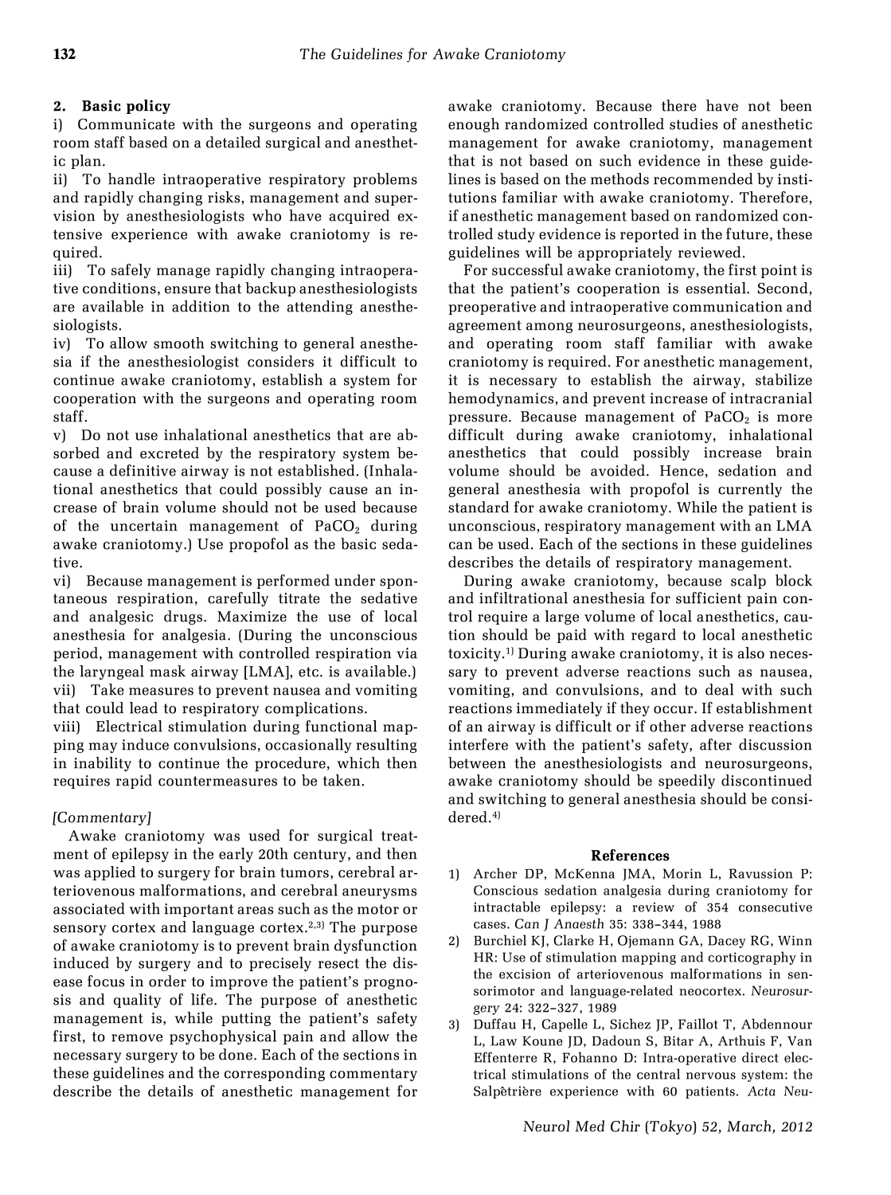## 2. Basic policy

i) Communicate with the surgeons and operating room staff based on a detailed surgical and anesthetic plan.

ii) To handle intraoperative respiratory problems and rapidly changing risks, management and supervision by anesthesiologists who have acquired extensive experience with awake craniotomy is required.

iii) To safely manage rapidly changing intraoperative conditions, ensure that backup anesthesiologists are available in addition to the attending anesthesiologists.

iv) To allow smooth switching to general anesthesia if the anesthesiologist considers it difficult to continue awake craniotomy, establish a system for cooperation with the surgeons and operating room staff.

v) Do not use inhalational anesthetics that are absorbed and excreted by the respiratory system because a definitive airway is not established. (Inhalational anesthetics that could possibly cause an increase of brain volume should not be used because of the uncertain management of $PaCO_2$ during awake craniotomy.) Use propofol as the basic sedative.

vi) Because management is performed under spontaneous respiration, carefully titrate the sedative and analgesic drugs. Maximize the use of local anesthesia for analgesia. (During the unconscious period, management with controlled respiration via the laryngeal mask airway [LMA], etc. is available.)

vii) Take measures to prevent nausea and vomiting that could lead to respiratory complications.

viii) Electrical stimulation during functional mapping may induce convulsions, occasionally resulting in inability to continue the procedure, which then requires rapid countermeasures to be taken.

*[Commentary]*

Awake craniotomy was used for surgical treatment of epilepsy in the early 20th century, and then was applied to surgery for brain tumors, cerebral arteriovenous malformations, and cerebral aneurysms associated with important areas such as the motor or sensory cortex and language cortex.[2,3] The purpose of awake craniotomy is to prevent brain dysfunction induced by surgery and to precisely resect the disease focus in order to improve the patient's prognosis and quality of life. The purpose of anesthetic management is, while putting the patient's safety first, to remove psychophysical pain and allow the necessary surgery to be done. Each of the sections in these guidelines and the corresponding commentary describe the details of anesthetic management for awake craniotomy. Because there have not been enough randomized controlled studies of anesthetic management for awake craniotomy, management that is not based on such evidence in these guidelines is based on the methods recommended by institutions familiar with awake craniotomy. Therefore, if anesthetic management based on randomized controlled study evidence is reported in the future, these guidelines will be appropriately reviewed.

For successful awake craniotomy, the first point is that the patient's cooperation is essential. Second, preoperative and intraoperative communication and agreement among neurosurgeons, anesthesiologists, and operating room staff familiar with awake craniotomy is required. For anesthetic management, it is necessary to establish the airway, stabilize hemodynamics, and prevent increase of intracranial pressure. Because management of $PaCO_2$ is more difficult during awake craniotomy, inhalational anesthetics that could possibly increase brain volume should be avoided. Hence, sedation and general anesthesia with propofol is currently the standard for awake craniotomy. While the patient is unconscious, respiratory management with an LMA can be used. Each of the sections in these guidelines describes the details of respiratory management.

During awake craniotomy, because scalp block and infiltrational anesthesia for sufficient pain control require a large volume of local anesthetics, caution should be paid with regard to local anesthetic toxicity.[1] During awake craniotomy, it is also necessary to prevent adverse reactions such as nausea, vomiting, and convulsions, and to deal with such reactions immediately if they occur. If establishment of an airway is difficult or if other adverse reactions interfere with the patient's safety, after discussion between the anesthesiologists and neurosurgeons, awake craniotomy should be speedily discontinued and switching to general anesthesia should be considered.[4]

### References

1) Archer DP, McKenna JMA, Morin L, Ravussion P: Conscious sedation analgesia during craniotomy for intractable epilepsy: a review of 354 consecutive cases. *Can J Anaesth* 35: 338–344, 1988
2) Burchiel KJ, Clarke H, Ojemann GA, Dacey RG, Winn HR: Use of stimulation mapping and corticography in the excision of arteriovenous malformations in sensorimotor and language-related neocortex. *Neurosurgery* 24: 322–327, 1989
3) Duffau H, Capelle L, Sichez JP, Faillot T, Abdennour L, Law Koune JD, Dadoun S, Bitar A, Arthuis F, Van Effenterre R, Fohanno D: Intra-operative direct electrical stimulations of the central nervous system: the Salpètrière experience with 60 patients. *Acta Neu-*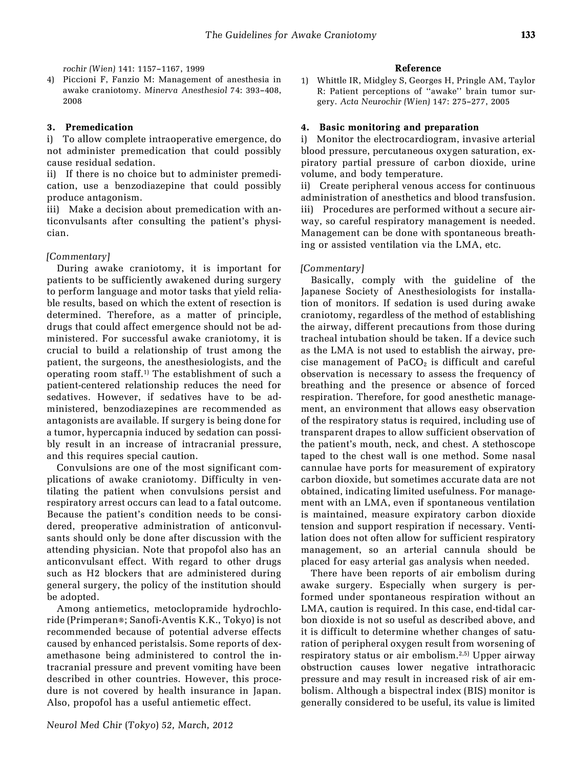rochir (Wien) 141: 1157–1167, 1999

4) Piccioni F, Fanzio M: Management of anesthesia in awake craniotomy. *Minerva Anesthesiol* 74: 393–408, 2008

### 3. Premedication

i) To allow complete intraoperative emergence, do not administer premedication that could possibly cause residual sedation.

ii) If there is no choice but to administer premedication, use a benzodiazepine that could possibly produce antagonism.

iii) Make a decision about premedication with anticonvulsants after consulting the patient's physician.

*[Commentary]*

During awake craniotomy, it is important for patients to be sufficiently awakened during surgery to perform language and motor tasks that yield reliable results, based on which the extent of resection is determined. Therefore, as a matter of principle, drugs that could affect emergence should not be administered. For successful awake craniotomy, it is crucial to build a relationship of trust among the patient, the surgeons, the anesthesiologists, and the operating room staff.[1] The establishment of such a patient-centered relationship reduces the need for sedatives. However, if sedatives have to be administered, benzodiazepines are recommended as antagonists are available. If surgery is being done for a tumor, hypercapnia induced by sedation can possibly result in an increase of intracranial pressure, and this requires special caution.

Convulsions are one of the most significant complications of awake craniotomy. Difficulty in ventilating the patient when convulsions persist and respiratory arrest occurs can lead to a fatal outcome. Because the patient's condition needs to be considered, preoperative administration of anticonvulsants should only be done after discussion with the attending physician. Note that propofol also has an anticonvulsant effect. With regard to other drugs such as H2 blockers that are administered during general surgery, the policy of the institution should be adopted.

Among antiemetics, metoclopramide hydrochloride (Primperan®; Sanofi-Aventis K.K., Tokyo) is not recommended because of potential adverse effects caused by enhanced peristalsis. Some reports of dexamethasone being administered to control the intracranial pressure and prevent vomiting have been described in other countries. However, this procedure is not covered by health insurance in Japan. Also, propofol has a useful antiemetic effect.

#### Reference

1) Whittle IR, Midgley S, Georges H, Pringle AM, Taylor R: Patient perceptions of "awake" brain tumor surgery. *Acta Neurochir (Wien)* 147: 275–277, 2005

### 4. Basic monitoring and preparation

i) Monitor the electrocardiogram, invasive arterial blood pressure, percutaneous oxygen saturation, expiratory partial pressure of carbon dioxide, urine volume, and body temperature.

ii) Create peripheral venous access for continuous administration of anesthetics and blood transfusion.

iii) Procedures are performed without a secure airway, so careful respiratory management is needed. Management can be done with spontaneous breathing or assisted ventilation via the LMA, etc.

*[Commentary]*

Basically, comply with the guideline of the Japanese Society of Anesthesiologists for installation of monitors. If sedation is used during awake craniotomy, regardless of the method of establishing the airway, different precautions from those during tracheal intubation should be taken. If a device such as the LMA is not used to establish the airway, precise management of $PaCO_2$ is difficult and careful observation is necessary to assess the frequency of breathing and the presence or absence of forced respiration. Therefore, for good anesthetic management, an environment that allows easy observation of the respiratory status is required, including use of transparent drapes to allow sufficient observation of the patient's mouth, neck, and chest. A stethoscope taped to the chest wall is one method. Some nasal cannulae have ports for measurement of expiratory carbon dioxide, but sometimes accurate data are not obtained, indicating limited usefulness. For management with an LMA, even if spontaneous ventilation is maintained, measure expiratory carbon dioxide tension and support respiration if necessary. Ventilation does not often allow for sufficient respiratory management, so an arterial cannula should be placed for easy arterial gas analysis when needed.

There have been reports of air embolism during awake surgery. Especially when surgery is performed under spontaneous respiration without an LMA, caution is required. In this case, end-tidal carbon dioxide is not so useful as described above, and it is difficult to determine whether changes of saturation of peripheral oxygen result from worsening of respiratory status or air embolism.[2,5] Upper airway obstruction causes lower negative intrathoracic pressure and may result in increased risk of air embolism. Although a bispectral index (BIS) monitor is generally considered to be useful, its value is limited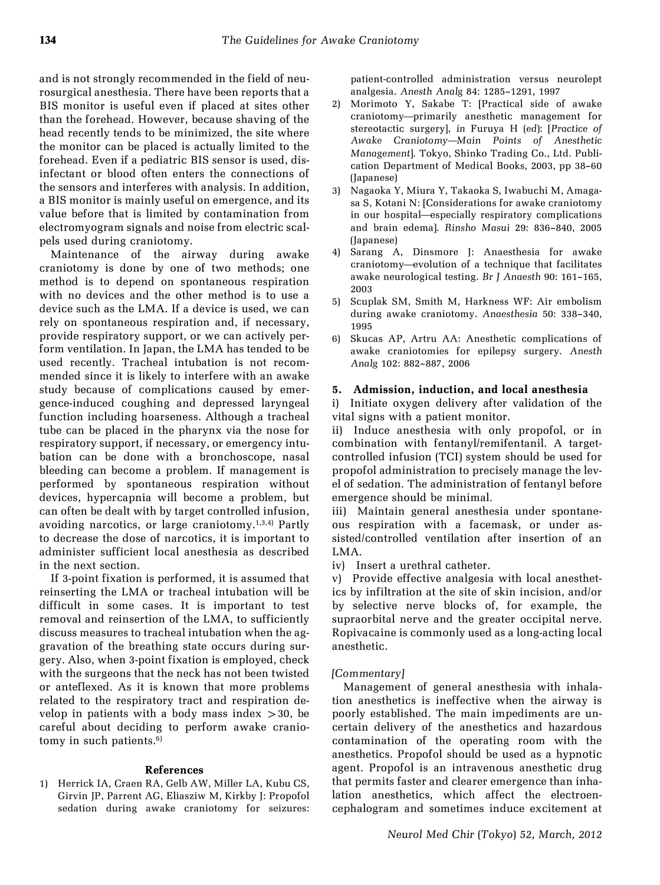and is not strongly recommended in the field of neurosurgical anesthesia. There have been reports that a BIS monitor is useful even if placed at sites other than the forehead. However, because shaving of the head recently tends to be minimized, the site where the monitor can be placed is actually limited to the forehead. Even if a pediatric BIS sensor is used, disinfectant or blood often enters the connections of the sensors and interferes with analysis. In addition, a BIS monitor is mainly useful on emergence, and its value before that is limited by contamination from electromyogram signals and noise from electric scalpels used during craniotomy.

Maintenance of the airway during awake craniotomy is done by one of two methods; one method is to depend on spontaneous respiration with no devices and the other method is to use a device such as the LMA. If a device is used, we can rely on spontaneous respiration and, if necessary, provide respiratory support, or we can actively perform ventilation. In Japan, the LMA has tended to be used recently. Tracheal intubation is not recommended since it is likely to interfere with an awake study because of complications caused by emergence-induced coughing and depressed laryngeal function including hoarseness. Although a tracheal tube can be placed in the pharynx via the nose for respiratory support, if necessary, or emergency intubation can be done with a bronchoscope, nasal bleeding can become a problem. If management is performed by spontaneous respiration without devices, hypercapnia will become a problem, but can often be dealt with by target controlled infusion, avoiding narcotics, or large craniotomy.[1,3,4] Partly to decrease the dose of narcotics, it is important to administer sufficient local anesthesia as described in the next section.

If 3-point fixation is performed, it is assumed that reinserting the LMA or tracheal intubation will be difficult in some cases. It is important to test removal and reinsertion of the LMA, to sufficiently discuss measures to tracheal intubation when the aggravation of the breathing state occurs during surgery. Also, when 3-point fixation is employed, check with the surgeons that the neck has not been twisted or anteflexed. As it is known that more problems related to the respiratory tract and respiration develop in patients with a body mass index > 30, be careful about deciding to perform awake craniotomy in such patients.[6]

#### References

1) Herrick IA, Craen RA, Gelb AW, Miller LA, Kubu CS, Girvin JP, Parrent AG, Eliasziw M, Kirkby J: Propofol sedation during awake craniotomy for seizures: patient-controlled administration versus neurolept analgesia. *Anesth Analg* 84: 1285–1291, 1997
2) Morimoto Y, Sakabe T: [Practical side of awake craniotomy—primarily anesthetic management for stereotactic surgery], *in* Furuya H (*ed*): [*Practice of Awake Craniotomy—Main Points of Anesthetic Management*]. Tokyo, Shinko Trading Co., Ltd. Publication Department of Medical Books, 2003, pp 38–60 (Japanese)
3) Nagaoka Y, Miura Y, Takaoka S, Iwabuchi M, Amagasa S, Kotani N: [Considerations for awake craniotomy in our hospital—especially respiratory complications and brain edema]. *Rinsho Masui* 29: 836–840, 2005 (Japanese)
4) Sarang A, Dinsmore J: Anaesthesia for awake craniotomy—evolution of a technique that facilitates awake neurological testing. *Br J Anaesth* 90: 161–165, 2003
5) Scuplak SM, Smith M, Harkness WF: Air embolism during awake craniotomy. *Anaesthesia* 50: 338–340, 1995
6) Skucas AP, Artru AA: Anesthetic complications of awake craniotomies for epilepsy surgery. *Anesth Analg* 102: 882–887, 2006

## 5. Admission, induction, and local anesthesia

i) Initiate oxygen delivery after validation of the vital signs with a patient monitor.

ii) Induce anesthesia with only propofol, or in combination with fentanyl/remifentanil. A target-controlled infusion (TCI) system should be used for propofol administration to precisely manage the level of sedation. The administration of fentanyl before emergence should be minimal.

iii) Maintain general anesthesia under spontaneous respiration with a facemask, or under assisted/controlled ventilation after insertion of an LMA.

iv) Insert a urethral catheter.

v) Provide effective analgesia with local anesthetics by infiltration at the site of skin incision, and/or by selective nerve blocks of, for example, the supraorbital nerve and the greater occipital nerve. Ropivacaine is commonly used as a long-acting local anesthetic.

*[Commentary]*

Management of general anesthesia with inhalation anesthetics is ineffective when the airway is poorly established. The main impediments are uncertain delivery of the anesthetics and hazardous contamination of the operating room with the anesthetics. Propofol should be used as a hypnotic agent. Propofol is an intravenous anesthetic drug that permits faster and clearer emergence than inhalation anesthetics, which affect the electroencephalogram and sometimes induce excitement at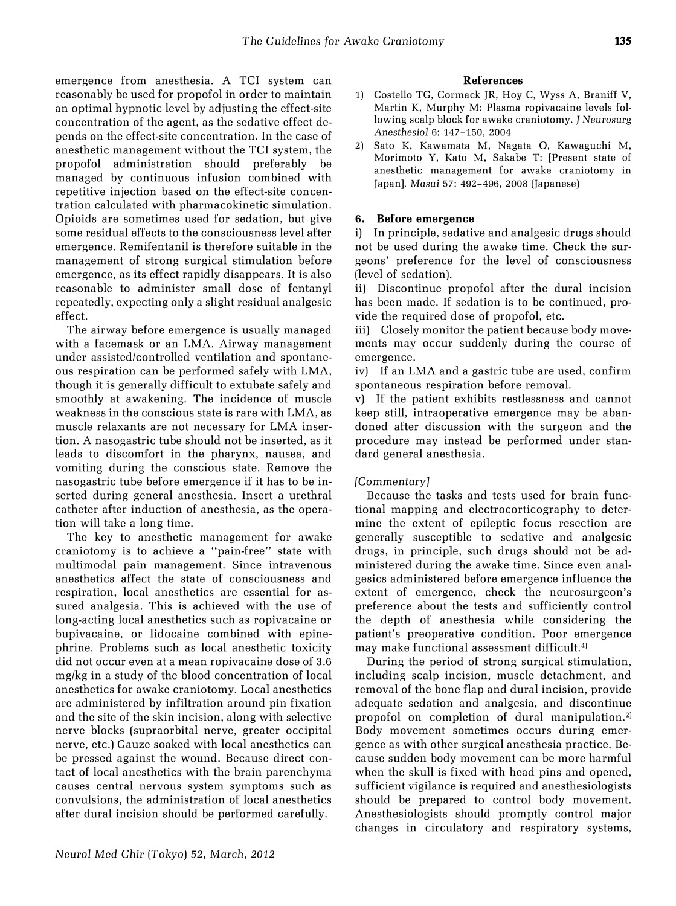emergence from anesthesia. A TCI system can reasonably be used for propofol in order to maintain an optimal hypnotic level by adjusting the effect-site concentration of the agent, as the sedative effect depends on the effect-site concentration. In the case of anesthetic management without the TCI system, the propofol administration should preferably be managed by continuous infusion combined with repetitive injection based on the effect-site concentration calculated with pharmacokinetic simulation. Opioids are sometimes used for sedation, but give some residual effects to the consciousness level after emergence. Remifentanil is therefore suitable in the management of strong surgical stimulation before emergence, as its effect rapidly disappears. It is also reasonable to administer small dose of fentanyl repeatedly, expecting only a slight residual analgesic effect.

The airway before emergence is usually managed with a facemask or an LMA. Airway management under assisted/controlled ventilation and spontaneous respiration can be performed safely with LMA, though it is generally difficult to extubate safely and smoothly at awakening. The incidence of muscle weakness in the conscious state is rare with LMA, as muscle relaxants are not necessary for LMA insertion. A nasogastric tube should not be inserted, as it leads to discomfort in the pharynx, nausea, and vomiting during the conscious state. Remove the nasogastric tube before emergence if it has to be inserted during general anesthesia. Insert a urethral catheter after induction of anesthesia, as the operation will take a long time.

The key to anesthetic management for awake craniotomy is to achieve a "pain-free" state with multimodal pain management. Since intravenous anesthetics affect the state of consciousness and respiration, local anesthetics are essential for assured analgesia. This is achieved with the use of long-acting local anesthetics such as ropivacaine or bupivacaine, or lidocaine combined with epinephrine. Problems such as local anesthetic toxicity did not occur even at a mean ropivacaine dose of 3.6 mg/kg in a study of the blood concentration of local anesthetics for awake craniotomy. Local anesthetics are administered by infiltration around pin fixation and the site of the skin incision, along with selective nerve blocks (supraorbital nerve, greater occipital nerve, etc.) Gauze soaked with local anesthetics can be pressed against the wound. Because direct contact of local anesthetics with the brain parenchyma causes central nervous system symptoms such as convulsions, the administration of local anesthetics after dural incision should be performed carefully.

**References**

1) Costello TG, Cormack JR, Hoy C, Wyss A, Braniff V, Martin K, Murphy M: Plasma ropivacaine levels following scalp block for awake craniotomy. *J Neurosurg Anesthesiol* 6: 147–150, 2004
2) Sato K, Kawamata M, Nagata O, Kawaguchi M, Morimoto Y, Kato M, Sakabe T: [Present state of anesthetic management for awake craniotomy in Japan]. *Masui* 57: 492–496, 2008 (Japanese)

## 6. Before emergence

i) In principle, sedative and analgesic drugs should not be used during the awake time. Check the surgeons' preference for the level of consciousness (level of sedation).

ii) Discontinue propofol after the dural incision has been made. If sedation is to be continued, provide the required dose of propofol, etc.

iii) Closely monitor the patient because body movements may occur suddenly during the course of emergence.

iv) If an LMA and a gastric tube are used, confirm spontaneous respiration before removal.

v) If the patient exhibits restlessness and cannot keep still, intraoperative emergence may be abandoned after discussion with the surgeon and the procedure may instead be performed under standard general anesthesia.

*[Commentary]*

Because the tasks and tests used for brain functional mapping and electrocorticography to determine the extent of epileptic focus resection are generally susceptible to sedative and analgesic drugs, in principle, such drugs should not be administered during the awake time. Since even analgesics administered before emergence influence the extent of emergence, check the neurosurgeon's preference about the tests and sufficiently control the depth of anesthesia while considering the patient's preoperative condition. Poor emergence may make functional assessment difficult.[4]

During the period of strong surgical stimulation, including scalp incision, muscle detachment, and removal of the bone flap and dural incision, provide adequate sedation and analgesia, and discontinue propofol on completion of dural manipulation.[2] Body movement sometimes occurs during emergence as with other surgical anesthesia practice. Because sudden body movement can be more harmful when the skull is fixed with head pins and opened, sufficient vigilance is required and anesthesiologists should be prepared to control body movement. Anesthesiologists should promptly control major changes in circulatory and respiratory systems,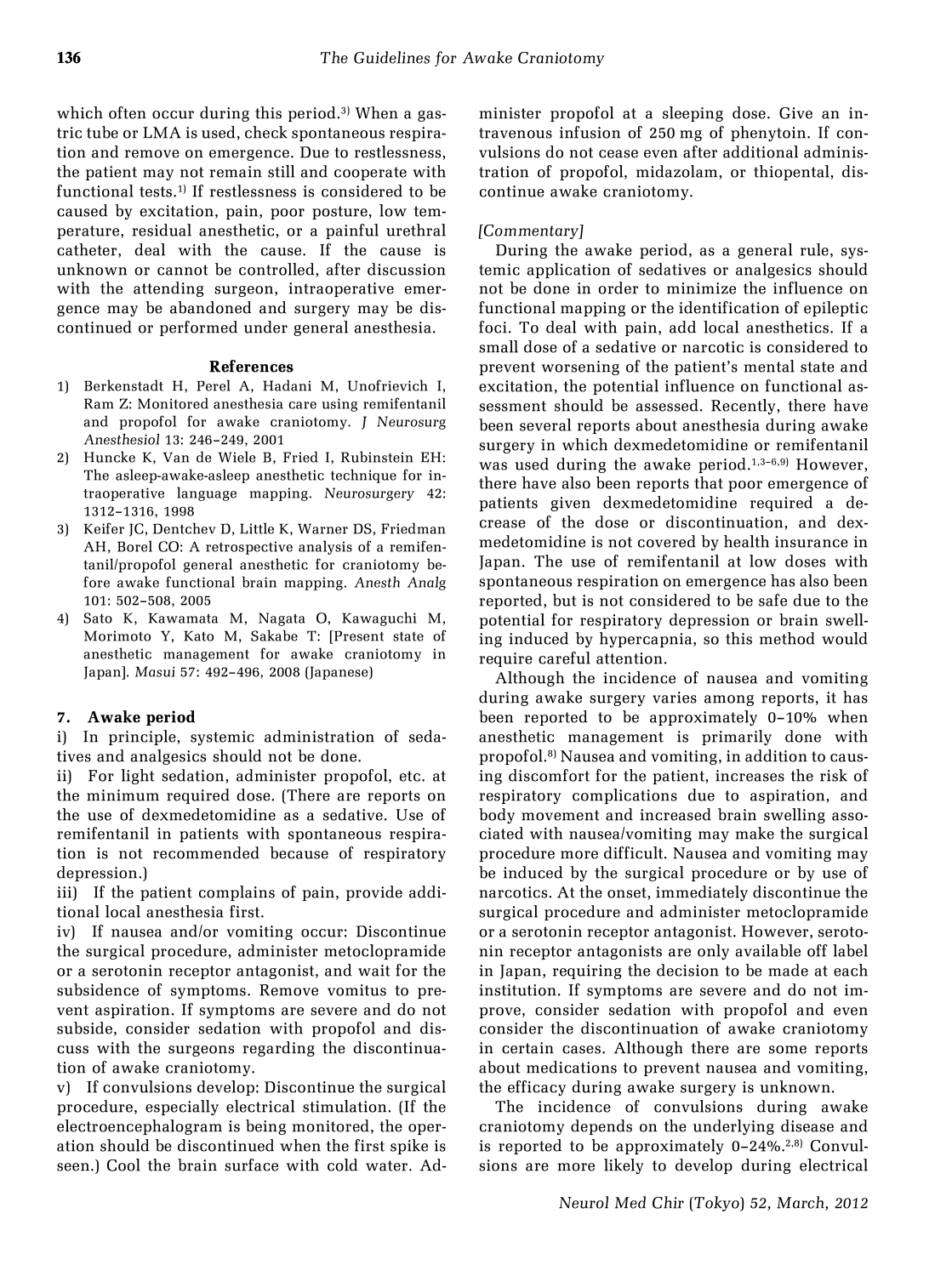which often occur during this period.[3] When a gastric tube or LMA is used, check spontaneous respiration and remove on emergence. Due to restlessness, the patient may not remain still and cooperate with functional tests.[1] If restlessness is considered to be caused by excitation, pain, poor posture, low temperature, residual anesthetic, or a painful urethral catheter, deal with the cause. If the cause is unknown or cannot be controlled, after discussion with the attending surgeon, intraoperative emergence may be abandoned and surgery may be discontinued or performed under general anesthesia.

### References

1) Berkenstadt H, Perel A, Hadani M, Unofrievich I, Ram Z: Monitored anesthesia care using remifentanil and propofol for awake craniotomy. *J Neurosurg Anesthesiol* 13: 246–249, 2001
2) Huncke K, Van de Wiele B, Fried I, Rubinstein EH: The asleep-awake-asleep anesthetic technique for intraoperative language mapping. *Neurosurgery* 42: 1312–1316, 1998
3) Keifer JC, Dentchev D, Little K, Warner DS, Friedman AH, Borel CO: A retrospective analysis of a remifentanil/propofol general anesthetic for craniotomy before awake functional brain mapping. *Anesth Analg* 101: 502–508, 2005
4) Sato K, Kawamata M, Nagata O, Kawaguchi M, Morimoto Y, Kato M, Sakabe T: [Present state of anesthetic management for awake craniotomy in Japan]. *Masui* 57: 492–496, 2008 (Japanese)

## 7. Awake period

i) In principle, systemic administration of sedatives and analgesics should not be done.

ii) For light sedation, administer propofol, etc. at the minimum required dose. (There are reports on the use of dexmedetomidine as a sedative. Use of remifentanil in patients with spontaneous respiration is not recommended because of respiratory depression.)

iii) If the patient complains of pain, provide additional local anesthesia first.

iv) If nausea and/or vomiting occur: Discontinue the surgical procedure, administer metoclopramide or a serotonin receptor antagonist, and wait for the subsidence of symptoms. Remove vomitus to prevent aspiration. If symptoms are severe and do not subside, consider sedation with propofol and discuss with the surgeons regarding the discontinuation of awake craniotomy.

v) If convulsions develop: Discontinue the surgical procedure, especially electrical stimulation. (If the electroencephalogram is being monitored, the operation should be discontinued when the first spike is seen.) Cool the brain surface with cold water. Administer propofol at a sleeping dose. Give an intravenous infusion of 250 mg of phenytoin. If convulsions do not cease even after additional administration of propofol, midazolam, or thiopental, discontinue awake craniotomy.

*[Commentary]*

During the awake period, as a general rule, systemic application of sedatives or analgesics should not be done in order to minimize the influence on functional mapping or the identification of epileptic foci. To deal with pain, add local anesthetics. If a small dose of a sedative or narcotic is considered to prevent worsening of the patient's mental state and excitation, the potential influence on functional assessment should be assessed. Recently, there have been several reports about anesthesia during awake surgery in which dexmedetomidine or remifentanil was used during the awake period.[1,3–6,9] However, there have also been reports that poor emergence of patients given dexmedetomidine required a decrease of the dose or discontinuation, and dexmedetomidine is not covered by health insurance in Japan. The use of remifentanil at low doses with spontaneous respiration on emergence has also been reported, but is not considered to be safe due to the potential for respiratory depression or brain swelling induced by hypercapnia, so this method would require careful attention.

Although the incidence of nausea and vomiting during awake surgery varies among reports, it has been reported to be approximately 0–10% when anesthetic management is primarily done with propofol.[8] Nausea and vomiting, in addition to causing discomfort for the patient, increases the risk of respiratory complications due to aspiration, and body movement and increased brain swelling associated with nausea/vomiting may make the surgical procedure more difficult. Nausea and vomiting may be induced by the surgical procedure or by use of narcotics. At the onset, immediately discontinue the surgical procedure and administer metoclopramide or a serotonin receptor antagonist. However, serotonin receptor antagonists are only available off label in Japan, requiring the decision to be made at each institution. If symptoms are severe and do not improve, consider sedation with propofol and even consider the discontinuation of awake craniotomy in certain cases. Although there are some reports about medications to prevent nausea and vomiting, the efficacy during awake surgery is unknown.

The incidence of convulsions during awake craniotomy depends on the underlying disease and is reported to be approximately 0–24%.[2,8] Convulsions are more likely to develop during electrical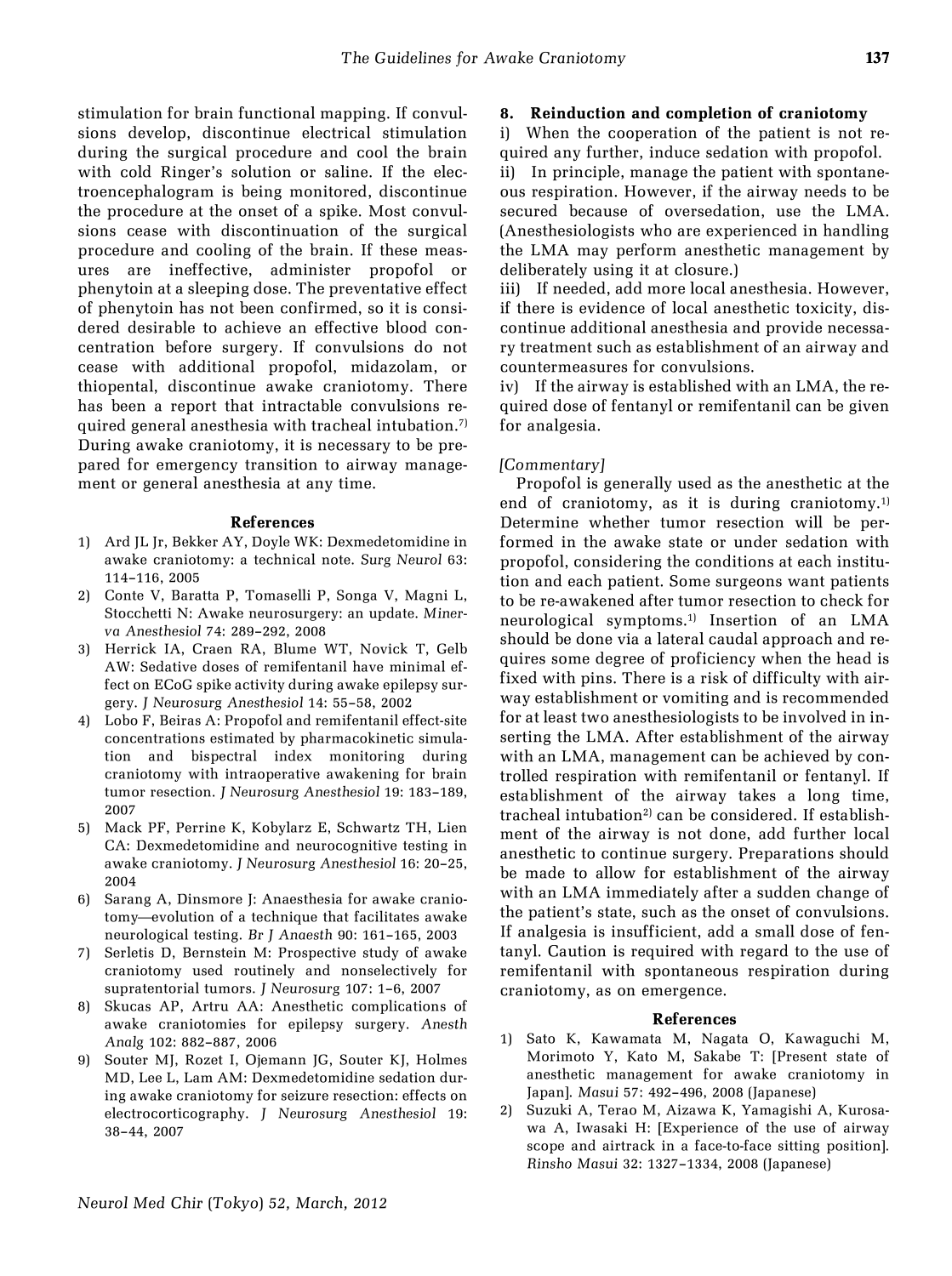stimulation for brain functional mapping. If convulsions develop, discontinue electrical stimulation during the surgical procedure and cool the brain with cold Ringer's solution or saline. If the electroencephalogram is being monitored, discontinue the procedure at the onset of a spike. Most convulsions cease with discontinuation of the surgical procedure and cooling of the brain. If these measures are ineffective, administer propofol or phenytoin at a sleeping dose. The preventative effect of phenytoin has not been confirmed, so it is considered desirable to achieve an effective blood concentration before surgery. If convulsions do not cease with additional propofol, midazolam, or thiopental, discontinue awake craniotomy. There has been a report that intractable convulsions required general anesthesia with tracheal intubation.[7] During awake craniotomy, it is necessary to be prepared for emergency transition to airway management or general anesthesia at any time.

### References

1) Ard JL Jr, Bekker AY, Doyle WK: Dexmedetomidine in awake craniotomy: a technical note. *Surg Neurol* 63: 114–116, 2005
2) Conte V, Baratta P, Tomaselli P, Songa V, Magni L, Stocchetti N: Awake neurosurgery: an update. *Minerva Anesthesiol* 74: 289–292, 2008
3) Herrick IA, Craen RA, Blume WT, Novick T, Gelb AW: Sedative doses of remifentanil have minimal effect on ECoG spike activity during awake epilepsy surgery. *J Neurosurg Anesthesiol* 14: 55–58, 2002
4) Lobo F, Beiras A: Propofol and remifentanil effect-site concentrations estimated by pharmacokinetic simulation and bispectral index monitoring during craniotomy with intraoperative awakening for brain tumor resection. *J Neurosurg Anesthesiol* 19: 183–189, 2007
5) Mack PF, Perrine K, Kobylarz E, Schwartz TH, Lien CA: Dexmedetomidine and neurocognitive testing in awake craniotomy. *J Neurosurg Anesthesiol* 16: 20–25, 2004
6) Sarang A, Dinsmore J: Anaesthesia for awake craniotomy—evolution of a technique that facilitates awake neurological testing. *Br J Anaesth* 90: 161–165, 2003
7) Serletis D, Bernstein M: Prospective study of awake craniotomy used routinely and nonselectively for supratentorial tumors. *J Neurosurg* 107: 1–6, 2007
8) Skucas AP, Artru AA: Anesthetic complications of awake craniotomies for epilepsy surgery. *Anesth Analg* 102: 882–887, 2006
9) Souter MJ, Rozet I, Ojemann JG, Souter KJ, Holmes MD, Lee L, Lam AM: Dexmedetomidine sedation during awake craniotomy for seizure resection: effects on electrocorticography. *J Neurosurg Anesthesiol* 19: 38–44, 2007

## 8. Reinduction and completion of craniotomy

i) When the cooperation of the patient is not required any further, induce sedation with propofol.
ii) In principle, manage the patient with spontaneous respiration. However, if the airway needs to be secured because of oversedation, use the LMA. (Anesthesiologists who are experienced in handling the LMA may perform anesthetic management by deliberately using it at closure.)
iii) If needed, add more local anesthesia. However, if there is evidence of local anesthetic toxicity, discontinue additional anesthesia and provide necessary treatment such as establishment of an airway and countermeasures for convulsions.
iv) If the airway is established with an LMA, the required dose of fentanyl or remifentanil can be given for analgesia.

*[Commentary]*

Propofol is generally used as the anesthetic at the end of craniotomy, as it is during craniotomy.[1] Determine whether tumor resection will be performed in the awake state or under sedation with propofol, considering the conditions at each institution and each patient. Some surgeons want patients to be re-awakened after tumor resection to check for neurological symptoms.[1] Insertion of an LMA should be done via a lateral caudal approach and requires some degree of proficiency when the head is fixed with pins. There is a risk of difficulty with airway establishment or vomiting and is recommended for at least two anesthesiologists to be involved in inserting the LMA. After establishment of the airway with an LMA, management can be achieved by controlled respiration with remifentanil or fentanyl. If establishment of the airway takes a long time, tracheal intubation[2] can be considered. If establishment of the airway is not done, add further local anesthetic to continue surgery. Preparations should be made to allow for establishment of the airway with an LMA immediately after a sudden change of the patient's state, such as the onset of convulsions. If analgesia is insufficient, add a small dose of fentanyl. Caution is required with regard to the use of remifentanil with spontaneous respiration during craniotomy, as on emergence.

### References

1) Sato K, Kawamata M, Nagata O, Kawaguchi M, Morimoto Y, Kato M, Sakabe T: [Present state of anesthetic management for awake craniotomy in Japan]. *Masui* 57: 492–496, 2008 (Japanese)
2) Suzuki A, Terao M, Aizawa K, Yamagishi A, Kurosawa A, Iwasaki H: [Experience of the use of airway scope and airtrack in a face-to-face sitting position]. *Rinsho Masui* 32: 1327–1334, 2008 (Japanese)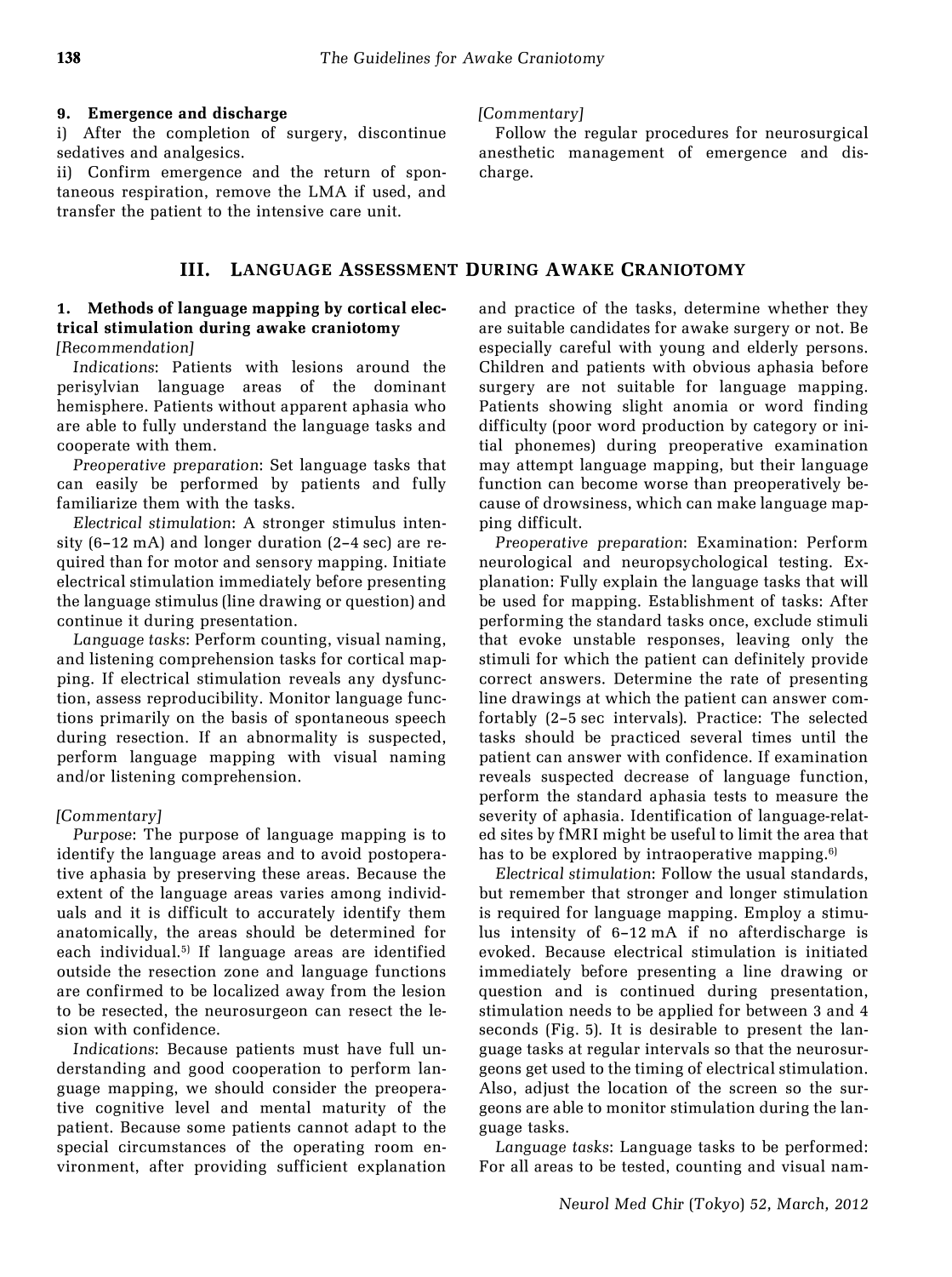### 9. Emergence and discharge

i) After the completion of surgery, discontinue sedatives and analgesics.

ii) Confirm emergence and the return of spontaneous respiration, remove the LMA if used, and transfer the patient to the intensive care unit.

*[Commentary]*

Follow the regular procedures for neurosurgical anesthetic management of emergence and discharge.

## III. Language Assessment During Awake Craniotomy

### 1. Methods of language mapping by cortical electrical stimulation during awake craniotomy

*[Recommendation]*

*Indications*: Patients with lesions around the perisylvian language areas of the dominant hemisphere. Patients without apparent aphasia who are able to fully understand the language tasks and cooperate with them.

*Preoperative preparation*: Set language tasks that can easily be performed by patients and fully familiarize them with the tasks.

*Electrical stimulation*: A stronger stimulus intensity (6–12 mA) and longer duration (2–4 sec) are required than for motor and sensory mapping. Initiate electrical stimulation immediately before presenting the language stimulus (line drawing or question) and continue it during presentation.

*Language tasks*: Perform counting, visual naming, and listening comprehension tasks for cortical mapping. If electrical stimulation reveals any dysfunction, assess reproducibility. Monitor language functions primarily on the basis of spontaneous speech during resection. If an abnormality is suspected, perform language mapping with visual naming and/or listening comprehension.

*[Commentary]*

*Purpose*: The purpose of language mapping is to identify the language areas and to avoid postoperative aphasia by preserving these areas. Because the extent of the language areas varies among individuals and it is difficult to accurately identify them anatomically, the areas should be determined for each individual.[5] If language areas are identified outside the resection zone and language functions are confirmed to be localized away from the lesion to be resected, the neurosurgeon can resect the lesion with confidence.

*Indications*: Because patients must have full understanding and good cooperation to perform language mapping, we should consider the preoperative cognitive level and mental maturity of the patient. Because some patients cannot adapt to the special circumstances of the operating room environment, after providing sufficient explanation and practice of the tasks, determine whether they are suitable candidates for awake surgery or not. Be especially careful with young and elderly persons. Children and patients with obvious aphasia before surgery are not suitable for language mapping. Patients showing slight anomia or word finding difficulty (poor word production by category or initial phonemes) during preoperative examination may attempt language mapping, but their language function can become worse than preoperatively because of drowsiness, which can make language mapping difficult.

*Preoperative preparation*: Examination: Perform neurological and neuropsychological testing. Explanation: Fully explain the language tasks that will be used for mapping. Establishment of tasks: After performing the standard tasks once, exclude stimuli that evoke unstable responses, leaving only the stimuli for which the patient can definitely provide correct answers. Determine the rate of presenting line drawings at which the patient can answer comfortably (2–5 sec intervals). Practice: The selected tasks should be practiced several times until the patient can answer with confidence. If examination reveals suspected decrease of language function, perform the standard aphasia tests to measure the severity of aphasia. Identification of language-related sites by fMRI might be useful to limit the area that has to be explored by intraoperative mapping.[6]

*Electrical stimulation*: Follow the usual standards, but remember that stronger and longer stimulation is required for language mapping. Employ a stimulus intensity of 6–12 mA if no afterdischarge is evoked. Because electrical stimulation is initiated immediately before presenting a line drawing or question and is continued during presentation, stimulation needs to be applied for between 3 and 4 seconds (Fig. 5). It is desirable to present the language tasks at regular intervals so that the neurosurgeons get used to the timing of electrical stimulation. Also, adjust the location of the screen so the surgeons are able to monitor stimulation during the language tasks.

*Language tasks*: Language tasks to be performed: For all areas to be tested, counting and visual nam-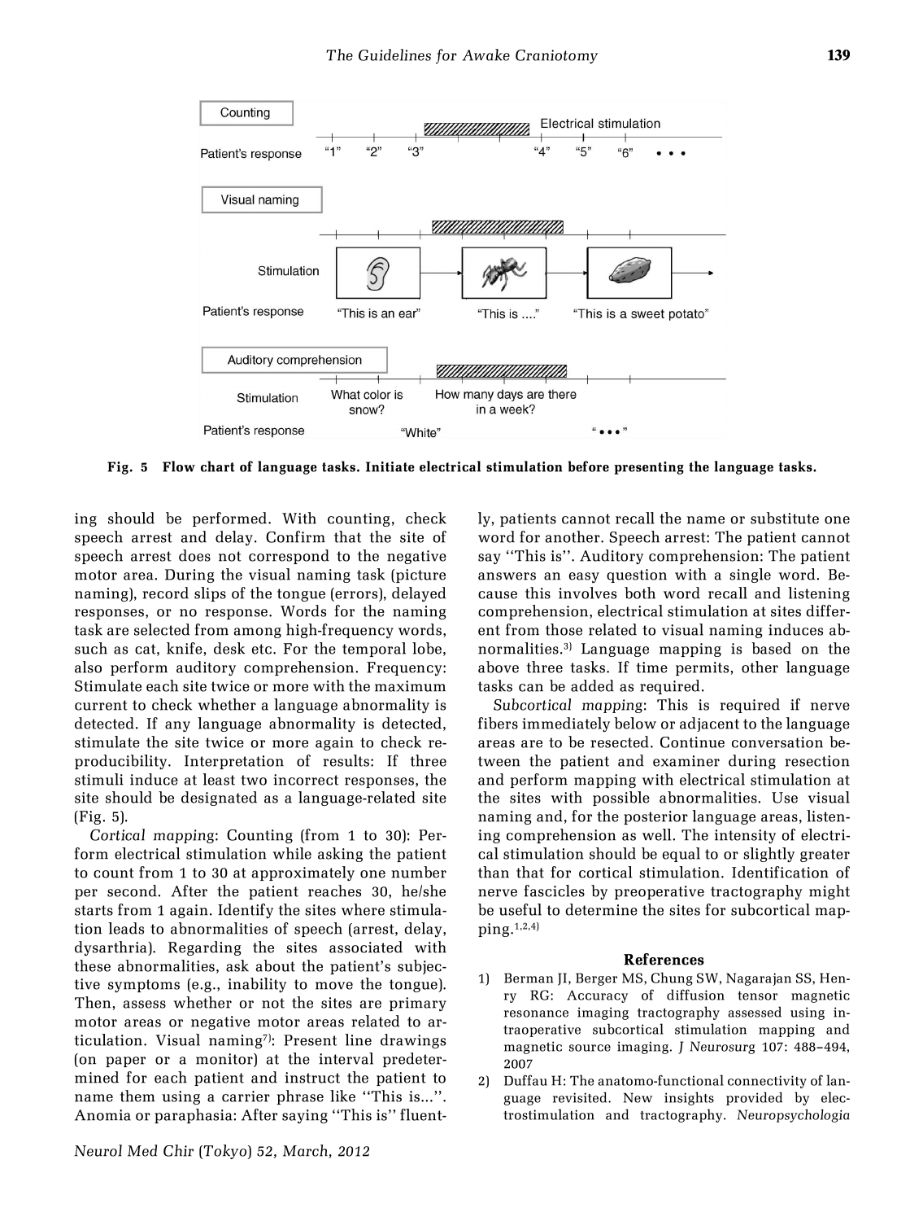Fig. 5 Flow chart of language tasks. Initiate electrical stimulation before presenting the language tasks.

ing should be performed. With counting, check speech arrest and delay. Confirm that the site of speech arrest does not correspond to the negative motor area. During the visual naming task (picture naming), record slips of the tongue (errors), delayed responses, or no response. Words for the naming task are selected from among high-frequency words, such as cat, knife, desk etc. For the temporal lobe, also perform auditory comprehension. Frequency: Stimulate each site twice or more with the maximum current to check whether a language abnormality is detected. If any language abnormality is detected, stimulate the site twice or more again to check reproducibility. Interpretation of results: If three stimuli induce at least two incorrect responses, the site should be designated as a language-related site (Fig. 5).

*Cortical mapping*: Counting (from 1 to 30): Perform electrical stimulation while asking the patient to count from 1 to 30 at approximately one number per second. After the patient reaches 30, he/she starts from 1 again. Identify the sites where stimulation leads to abnormalities of speech (arrest, delay, dysarthria). Regarding the sites associated with these abnormalities, ask about the patient's subjective symptoms (e.g., inability to move the tongue). Then, assess whether or not the sites are primary motor areas or negative motor areas related to articulation. Visual naming[7]: Present line drawings (on paper or a monitor) at the interval predetermined for each patient and instruct the patient to name them using a carrier phrase like "This is...". Anomia or paraphasia: After saying "This is" fluently, patients cannot recall the name or substitute one word for another. Speech arrest: The patient cannot say "This is". Auditory comprehension: The patient answers an easy question with a single word. Because this involves both word recall and listening comprehension, electrical stimulation at sites different from those related to visual naming induces abnormalities.[3] Language mapping is based on the above three tasks. If time permits, other language tasks can be added as required.

*Subcortical mapping*: This is required if nerve fibers immediately below or adjacent to the language areas are to be resected. Continue conversation between the patient and examiner during resection and perform mapping with electrical stimulation at the sites with possible abnormalities. Use visual naming and, for the posterior language areas, listening comprehension as well. The intensity of electrical stimulation should be equal to or slightly greater than that for cortical stimulation. Identification of nerve fascicles by preoperative tractography might be useful to determine the sites for subcortical mapping.[1,2,4]

## References

1) Berman JI, Berger MS, Chung SW, Nagarajan SS, Henry RG: Accuracy of diffusion tensor magnetic resonance imaging tractography assessed using intraoperative subcortical stimulation mapping and magnetic source imaging. *J Neurosurg* 107: 488–494, 2007
2) Duffau H: The anatomo-functional connectivity of language revisited. New insights provided by electrostimulation and tractography. *Neuropsychologia*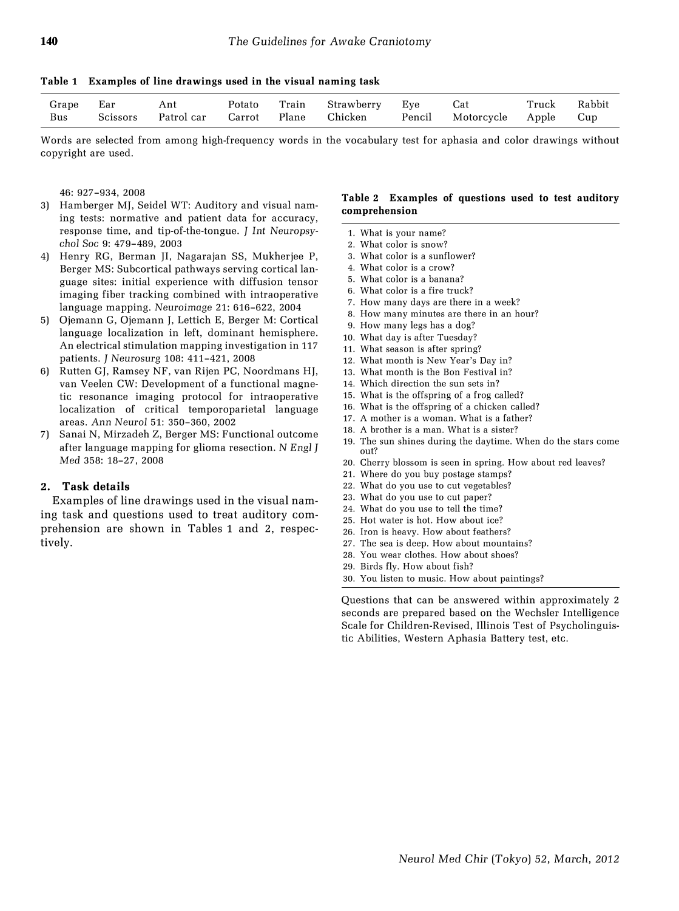**Table 1 Examples of line drawings used in the visual naming task**

| | | | | | | | | | |
|---|---|---|---|---|---|---|---|---|---|
| Grape | Ear | Ant | Potato | Train | Strawberry | Eye | Cat | Truck | Rabbit |
| Bus | Scissors | Patrol car | Carrot | Plane | Chicken | Pencil | Motorcycle | Apple | Cup |

Words are selected from among high-frequency words in the vocabulary test for aphasia and color drawings without copyright are used.

46: 927–934, 2008

3) Hamberger MJ, Seidel WT: Auditory and visual naming tests: normative and patient data for accuracy, response time, and tip-of-the-tongue. *J Int Neuropsychol Soc* 9: 479–489, 2003
4) Henry RG, Berman JI, Nagarajan SS, Mukherjee P, Berger MS: Subcortical pathways serving cortical language sites: initial experience with diffusion tensor imaging fiber tracking combined with intraoperative language mapping. *Neuroimage* 21: 616–622, 2004
5) Ojemann G, Ojemann J, Lettich E, Berger M: Cortical language localization in left, dominant hemisphere. An electrical stimulation mapping investigation in 117 patients. *J Neurosurg* 108: 411–421, 2008
6) Rutten GJ, Ramsey NF, van Rijen PC, Noordmans HJ, van Veelen CW: Development of a functional magnetic resonance imaging protocol for intraoperative localization of critical temporoparietal language areas. *Ann Neurol* 51: 350–360, 2002
7) Sanai N, Mirzadeh Z, Berger MS: Functional outcome after language mapping for glioma resection. *N Engl J Med* 358: 18–27, 2008

## 2. Task details

Examples of line drawings used in the visual naming task and questions used to treat auditory comprehension are shown in Tables 1 and 2, respectively.

**Table 2 Examples of questions used to test auditory comprehension**

1. What is your name?
2. What color is snow?
3. What color is a sunflower?
4. What color is a crow?
5. What color is a banana?
6. What color is a fire truck?
7. How many days are there in a week?
8. How many minutes are there in an hour?
9. How many legs has a dog?
10. What day is after Tuesday?
11. What season is after spring?
12. What month is New Year's Day in?
13. What month is the Bon Festival in?
14. Which direction the sun sets in?
15. What is the offspring of a frog called?
16. What is the offspring of a chicken called?
17. A mother is a woman. What is a father?
18. A brother is a man. What is a sister?
19. The sun shines during the daytime. When do the stars come out?
20. Cherry blossom is seen in spring. How about red leaves?
21. Where do you buy postage stamps?
22. What do you use to cut vegetables?
23. What do you use to cut paper?
24. What do you use to tell the time?
25. Hot water is hot. How about ice?
26. Iron is heavy. How about feathers?
27. The sea is deep. How about mountains?
28. You wear clothes. How about shoes?
29. Birds fly. How about fish?
30. You listen to music. How about paintings?

Questions that can be answered within approximately 2 seconds are prepared based on the Wechsler Intelligence Scale for Children-Revised, Illinois Test of Psycholinguistic Abilities, Western Aphasia Battery test, etc.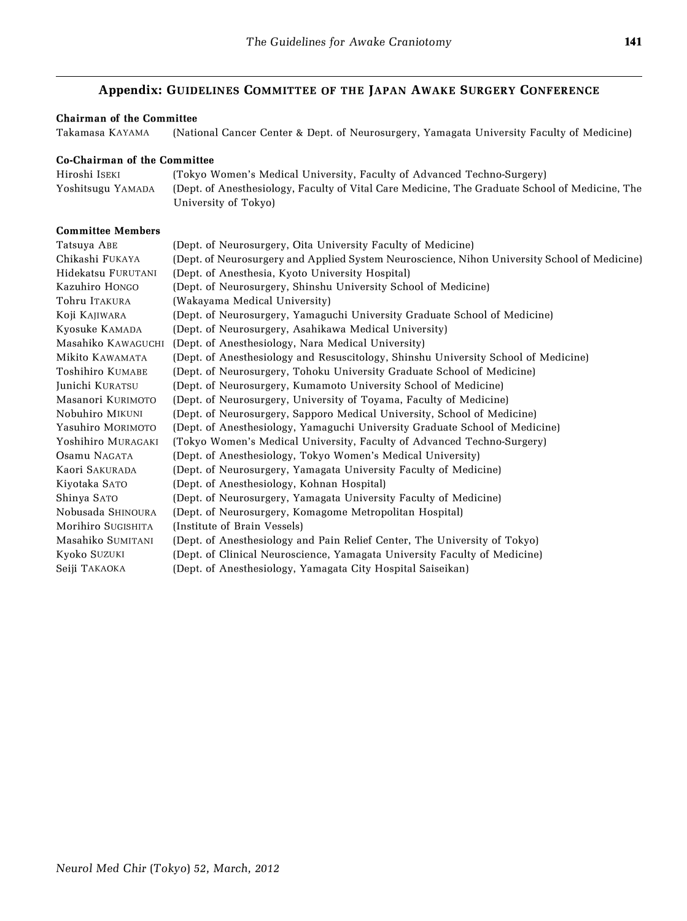## Appendix: Guidelines Committee of the Japan Awake Surgery Conference

**Chairman of the Committee**

Takamasa Kayama (National Cancer Center & Dept. of Neurosurgery, Yamagata University Faculty of Medicine)

**Co-Chairman of the Committee**

Hiroshi Iseki (Tokyo Women's Medical University, Faculty of Advanced Techno-Surgery)

Yoshitsugu Yamada (Dept. of Anesthesiology, Faculty of Vital Care Medicine, The Graduate School of Medicine, The University of Tokyo)

**Committee Members**

Tatsuya Abe (Dept. of Neurosurgery, Oita University Faculty of Medicine)

Chikashi Fukaya (Dept. of Neurosurgery and Applied System Neuroscience, Nihon University School of Medicine)

Hidekatsu Furutani (Dept. of Anesthesia, Kyoto University Hospital)

Kazuhiro Hongo (Dept. of Neurosurgery, Shinshu University School of Medicine)

Tohru Itakura (Wakayama Medical University)

Koji Kajiwara (Dept. of Neurosurgery, Yamaguchi University Graduate School of Medicine)

Kyosuke Kamada (Dept. of Neurosurgery, Asahikawa Medical University)

Masahiko Kawaguchi (Dept. of Anesthesiology, Nara Medical University)

Mikito Kawamata (Dept. of Anesthesiology and Resuscitology, Shinshu University School of Medicine)

Toshihiro Kumabe (Dept. of Neurosurgery, Tohoku University Graduate School of Medicine)

Junichi Kuratsu (Dept. of Neurosurgery, Kumamoto University School of Medicine)

Masanori Kurimoto (Dept. of Neurosurgery, University of Toyama, Faculty of Medicine)

Nobuhiro Mikuni (Dept. of Neurosurgery, Sapporo Medical University, School of Medicine)

Yasuhiro Morimoto (Dept. of Anesthesiology, Yamaguchi University Graduate School of Medicine)

Yoshihiro Muragaki (Tokyo Women's Medical University, Faculty of Advanced Techno-Surgery)

Osamu Nagata (Dept. of Anesthesiology, Tokyo Women's Medical University)

Kaori Sakurada (Dept. of Neurosurgery, Yamagata University Faculty of Medicine)

Kiyotaka Sato (Dept. of Anesthesiology, Kohnan Hospital)

Shinya Sato (Dept. of Neurosurgery, Yamagata University Faculty of Medicine)

Nobusada Shinoura (Dept. of Neurosurgery, Komagome Metropolitan Hospital)

Morihiro Sugishita (Institute of Brain Vessels)

Masahiko Sumitani (Dept. of Anesthesiology and Pain Relief Center, The University of Tokyo)

Kyoko Suzuki (Dept. of Clinical Neuroscience, Yamagata University Faculty of Medicine)

Seiji Takaoka (Dept. of Anesthesiology, Yamagata City Hospital Saiseikan)